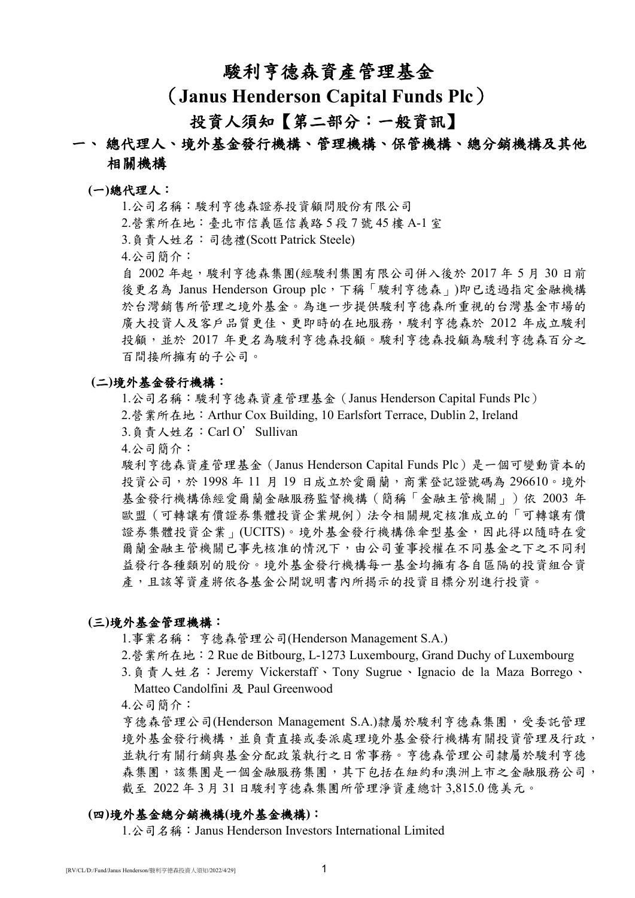# 駿利亨德森資產管理基金

# （Janus Henderson Capital Funds Plc）

# 投資人須知【第二部分：一般資訊】

## 一、 總代理人、境外基金發行機構、管理機構、保管機構、總分銷機構及其他相關機構

### (一)總代理人：

1.公司名稱：駿利亨德森證券投資顧問股份有限公司

2.營業所在地：臺北市信義區信義路 5 段 7 號 45 樓 A-1 室

3.負責人姓名：司德禮(Scott Patrick Steele)

4.公司簡介：

自 2002 年起，駿利亨德森集團(經駿利集團有限公司併入後於 2017 年 5 月 30 日前後更名為 Janus Henderson Group plc，下稱「駿利亨德森」)即已透過指定金融機構於台灣銷售所管理之境外基金。為進一步提供駿利亨德森所重視的台灣基金市場的廣大投資人及客户品質更佳、更即時的在地服務，駿利亨德森於 2012 年成立駿利投顧，並於 2017 年更名為駿利亨德森投顧。駿利亨德森投顧為駿利亨德森百分之百間接所擁有的子公司。

### (二)境外基金發行機構：

1.公司名稱：駿利亨德森資產管理基金（Janus Henderson Capital Funds Plc）

2.營業所在地：Arthur Cox Building, 10 Earlsfort Terrace, Dublin 2, Ireland

3.負責人姓名：Carl O’Sullivan

4.公司簡介：

駿利亨德森資產管理基金（Janus Henderson Capital Funds Plc）是一個可變動資本的投資公司，於 1998 年 11 月 19 日成立於愛爾蘭，商業登記證號碼為 296610。境外基金發行機構係經愛爾蘭金融服務監督機構（簡稱「金融主管機關」）依 2003 年歐盟（可轉讓有價證券集體投資企業規例）法令相關規定核准成立的「可轉讓有價證券集體投資企業」(UCITS)。境外基金發行機構係傘型基金，因此得以隨時在愛爾蘭金融主管機關已事先核准的情況下，由公司董事授權在不同基金之下之不同利益發行各種類別的股份。境外基金發行機構每一基金均擁有各自區隔的投資組合資產，且該等資產將依各基金公開說明書內所揭示的投資目標分別進行投資。

### (三)境外基金管理機構：

1.事業名稱： 亨德森管理公司(Henderson Management S.A.)

2.營業所在地：2 Rue de Bitbourg, L-1273 Luxembourg, Grand Duchy of Luxembourg

3.負責人姓名：Jeremy Vickerstaff、Tony Sugrue、Ignacio de la Maza Borrego、Matteo Candolfini 及 Paul Greenwood

4.公司簡介：

亨德森管理公司(Henderson Management S.A.)隸屬於駿利亨德森集團，受委託管理境外基金發行機構，並負責直接或委派處理境外基金發行機構有關投資管理及行政，並執行有關行銷與基金分配政策執行之日常事務。亨德森管理公司隸屬於駿利亨德森集團，該集團是一個金融服務集團，其下包括在紐約和澳洲上市之金融服務公司，截至 2022 年 3 月 31 日駿利亨德森集團所管理淨資產總計 3,815.0 億美元。

### (四)境外基金總分銷機構(境外基金機構)：

1.公司名稱：Janus Henderson Investors International Limited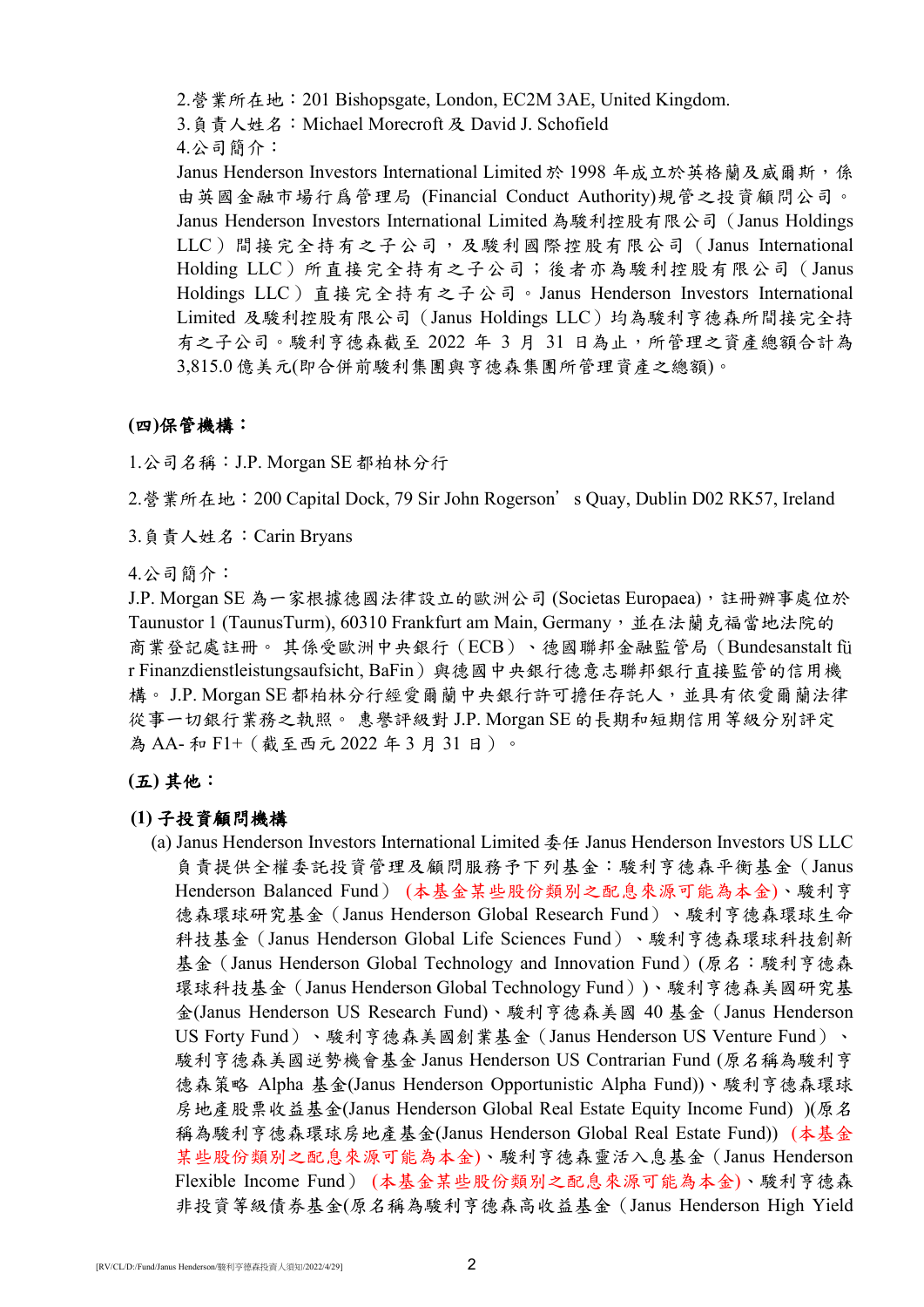2.營業所在地：201 Bishopsgate, London, EC2M 3AE, United Kingdom.

3.負責人姓名：Michael Morecroft 及 David J. Schofield

4.公司簡介：

Janus Henderson Investors International Limited 於 1998 年成立於英格蘭及威爾斯，係由英國金融市場行爲管理局 (Financial Conduct Authority)規管之投資顧問公司。Janus Henderson Investors International Limited 為駿利控股有限公司（Janus Holdings LLC）間接完全持有之子公司，及駿利國際控股有限公司（Janus International Holding LLC）所直接完全持有之子公司；後者亦為駿利控股有限公司（Janus Holdings LLC）直接完全持有之子公司。Janus Henderson Investors International Limited 及駿利控股有限公司（Janus Holdings LLC）均為駿利亨德森所間接完全持有之子公司。駿利亨德森截至 2022 年 3 月 31 日為止，所管理之資產總額合計為 3,815.0 億美元(即合併前駿利集團與亨德森集團所管理資產之總額)。

**(四)保管機構：**

1.公司名稱：J.P. Morgan SE 都柏林分行

2.營業所在地：200 Capital Dock, 79 Sir John Rogerson’s Quay, Dublin D02 RK57, Ireland

3.負責人姓名：Carin Bryans

4.公司簡介：

J.P. Morgan SE 為一家根據德國法律設立的歐洲公司 (Societas Europaea)，註冊辦事處位於 Taunustor 1 (TaunusTurm), 60310 Frankfurt am Main, Germany，並在法蘭克福當地法院的商業登記處註冊。 其係受歐洲中央銀行（ECB）、德國聯邦金融監管局（Bundesanstalt für Finanzdienstleistungsaufsicht, BaFin）與德國中央銀行德意志聯邦銀行直接監管的信用機構。 J.P. Morgan SE 都柏林分行經愛爾蘭中央銀行許可擔任存託人，並具有依愛爾蘭法律從事一切銀行業務之執照。 惠譽評級對 J.P. Morgan SE 的長期和短期信用等級分別評定為 AA- 和 F1+（截至西元 2022 年 3 月 31 日）。

**(五) 其他：**

**(1) 子投資顧問機構**

(a) Janus Henderson Investors International Limited 委任 Janus Henderson Investors US LLC 負責提供全權委託投資管理及顧問服務予下列基金：駿利亨德森平衡基金（Janus Henderson Balanced Fund）(本基金某些股份類別之配息來源可能為本金)、駿利亨德森環球研究基金（Janus Henderson Global Research Fund）、駿利亨德森環球生命科技基金（Janus Henderson Global Life Sciences Fund）、駿利亨德森環球科技創新基金（Janus Henderson Global Technology and Innovation Fund）(原名：駿利亨德森環球科技基金（Janus Henderson Global Technology Fund）)、駿利亨德森美國研究基金(Janus Henderson US Research Fund)、駿利亨德森美國 40 基金（Janus Henderson US Forty Fund）、駿利亨德森美國創業基金（Janus Henderson US Venture Fund）、駿利亨德森美國逆勢機會基金 Janus Henderson US Contrarian Fund (原名稱為駿利亨德森策略 Alpha 基金(Janus Henderson Opportunistic Alpha Fund))、駿利亨德森環球房地產股票收益基金(Janus Henderson Global Real Estate Equity Income Fund) )(原名稱為駿利亨德森環球房地產基金(Janus Henderson Global Real Estate Fund)) (本基金某些股份類別之配息來源可能為本金)、駿利亨德森靈活入息基金（Janus Henderson Flexible Income Fund）(本基金某些股份類別之配息來源可能為本金)、駿利亨德森非投資等級債券基金(原名稱為駿利亨德森高收益基金（Janus Henderson High Yield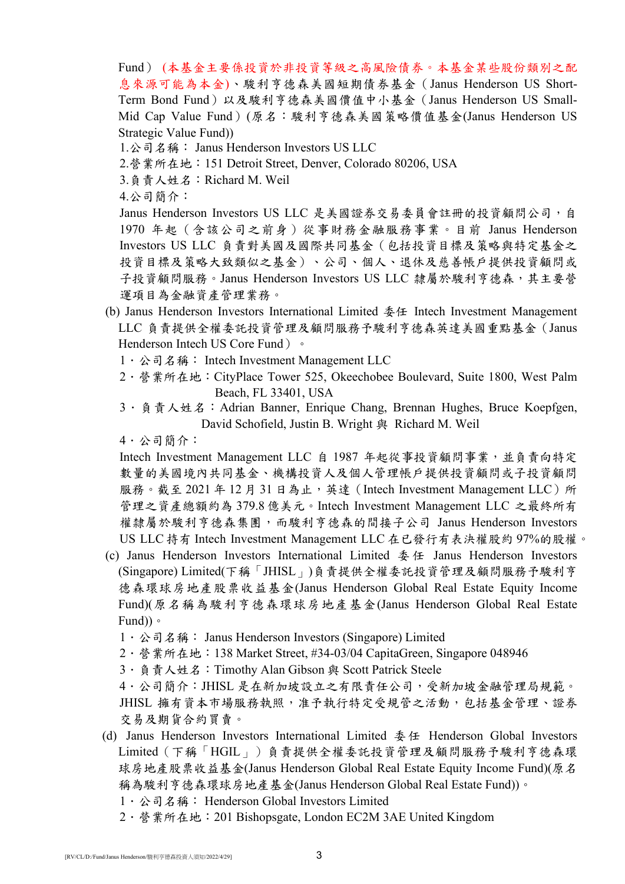Fund）(本基金主要係投資於非投資等級之高風險債券。本基金某些股份類別之配息來源可能為本金)、駿利亨德森美國短期債券基金（Janus Henderson US Short-Term Bond Fund）以及駿利亨德森美國價值中小基金（Janus Henderson US Small-Mid Cap Value Fund）(原名：駿利亨德森美國策略價值基金(Janus Henderson US Strategic Value Fund))

1.公司名稱： Janus Henderson Investors US LLC

2.營業所在地：151 Detroit Street, Denver, Colorado 80206, USA

3.負責人姓名：Richard M. Weil

4.公司簡介：

Janus Henderson Investors US LLC 是美國證券交易委員會註冊的投資顧問公司，自1970 年起（含該公司之前身）從事財務金融服務事業。目前 Janus Henderson Investors US LLC 負責對美國及國際共同基金（包括投資目標及策略與特定基金之投資目標及策略大致類似之基金）、公司、個人、退休及慈善帳戶提供投資顧問或子投資顧問服務。Janus Henderson Investors US LLC 隸屬於駿利亨德森，其主要營運項目為金融資產管理業務。

(b) Janus Henderson Investors International Limited 委任 Intech Investment Management LLC 負責提供全權委託投資管理及顧問服務予駿利亨德森英達美國重點基金（Janus Henderson Intech US Core Fund）。

1．公司名稱： Intech Investment Management LLC

2．營業所在地：CityPlace Tower 525, Okeechobee Boulevard, Suite 1800, West Palm Beach, FL 33401, USA

3．負責人姓名：Adrian Banner, Enrique Chang, Brennan Hughes, Bruce Koepfgen, David Schofield, Justin B. Wright 與 Richard M. Weil

4．公司簡介：

Intech Investment Management LLC 自 1987 年起從事投資顧問事業，並負責向特定數量的美國境內共同基金、機構投資人及個人管理帳戶提供投資顧問或子投資顧問服務。截至 2021 年 12 月 31 日為止，英達（Intech Investment Management LLC）所管理之資產總額約為 379.8 億美元。Intech Investment Management LLC 之最終所有權隸屬於駿利亨德森集團，而駿利亨德森的間接子公司 Janus Henderson Investors US LLC 持有 Intech Investment Management LLC 在已發行有表決權股約 97%的股權。

(c) Janus Henderson Investors International Limited 委任 Janus Henderson Investors (Singapore) Limited(下稱「JHISL」)負責提供全權委託投資管理及顧問服務予駿利亨德森環球房地產股票收益基金(Janus Henderson Global Real Estate Equity Income Fund)(原名稱為駿利亨德森環球房地產基金(Janus Henderson Global Real Estate Fund))。

1．公司名稱： Janus Henderson Investors (Singapore) Limited

2．營業所在地：138 Market Street, #34-03/04 CapitaGreen, Singapore 048946

3．負責人姓名：Timothy Alan Gibson 與 Scott Patrick Steele

4．公司簡介：JHISL 是在新加坡設立之有限責任公司，受新加坡金融管理局規範。JHISL 擁有資本市場服務執照，准予執行特定受規管之活動，包括基金管理、證券交易及期貨合約買賣。

(d) Janus Henderson Investors International Limited 委任 Henderson Global Investors Limited（下稱「HGIL」）負責提供全權委託投資管理及顧問服務予駿利亨德森環球房地產股票收益基金(Janus Henderson Global Real Estate Equity Income Fund)(原名稱為駿利亨德森環球房地產基金(Janus Henderson Global Real Estate Fund))。

1．公司名稱： Henderson Global Investors Limited

2．營業所在地：201 Bishopsgate, London EC2M 3AE United Kingdom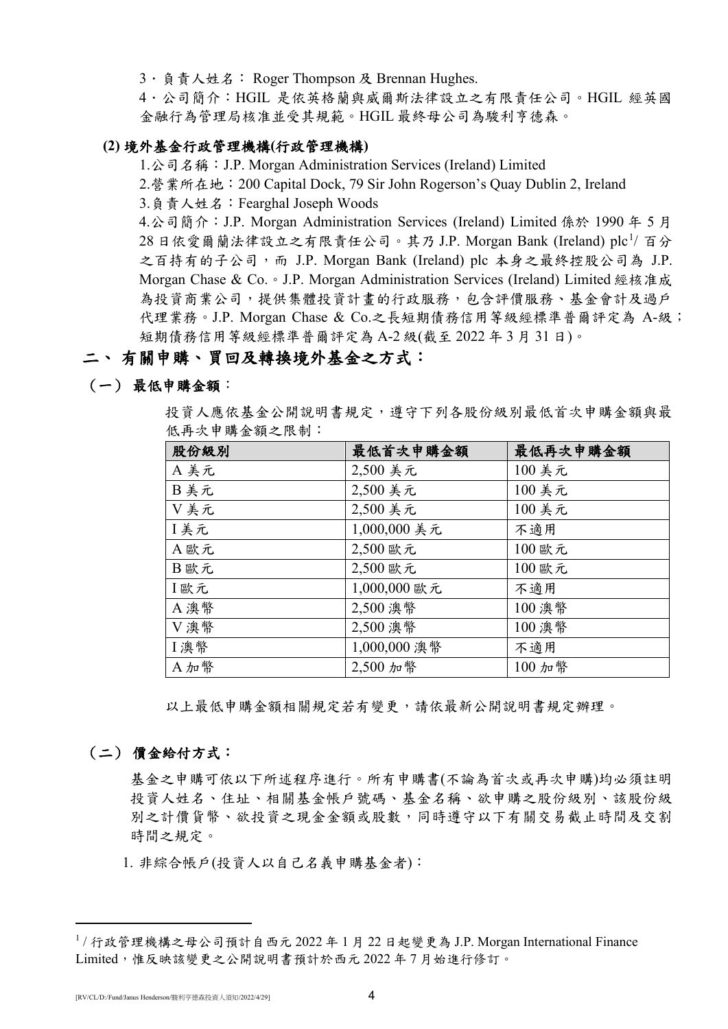3、負責人姓名： Roger Thompson 及 Brennan Hughes.

4、公司簡介：HGIL 是依英格蘭與威爾斯法律設立之有限責任公司。HGIL 經英國金融行為管理局核准並受其規範。HGIL 最終母公司為駿利亨德森。

**(2) 境外基金行政管理機構(行政管理機構)**

1.公司名稱：J.P. Morgan Administration Services (Ireland) Limited

2.營業所在地：200 Capital Dock, 79 Sir John Rogerson's Quay Dublin 2, Ireland

3.負責人姓名：Fearghal Joseph Woods

4.公司簡介：J.P. Morgan Administration Services (Ireland) Limited 係於 1990 年 5 月 28 日依愛爾蘭法律設立之有限責任公司。其乃 J.P. Morgan Bank (Ireland) plc[1]/ 百分之百持有的子公司，而 J.P. Morgan Bank (Ireland) plc 本身之最終控股公司為 J.P. Morgan Chase & Co.。J.P. Morgan Administration Services (Ireland) Limited 經核准成為投資商業公司，提供集體投資計畫的行政服務，包含評價服務、基金會計及過戶代理業務。J.P. Morgan Chase & Co.之長短期債務信用等級經標準普爾評定為 A-級；短期債務信用等級經標準普爾評定為 A-2 級(截至 2022 年 3 月 31 日)。

## 二、有關申購、買回及轉換境外基金之方式：

### (一) 最低申購金額：

投資人應依基金公開說明書規定，遵守下列各股份級別最低首次申購金額與最低再次申購金額之限制：

| 股份級別 | 最低首次申購金額 | 最低再次申購金額 |
|---|---|---|
| A 美元 | 2,500 美元 | 100 美元 |
| B 美元 | 2,500 美元 | 100 美元 |
| V 美元 | 2,500 美元 | 100 美元 |
| I 美元 | 1,000,000 美元 | 不適用 |
| A 歐元 | 2,500 歐元 | 100 歐元 |
| B 歐元 | 2,500 歐元 | 100 歐元 |
| I 歐元 | 1,000,000 歐元 | 不適用 |
| A 澳幣 | 2,500 澳幣 | 100 澳幣 |
| V 澳幣 | 2,500 澳幣 | 100 澳幣 |
| I 澳幣 | 1,000,000 澳幣 | 不適用 |
| A 加幣 | 2,500 加幣 | 100 加幣 |

以上最低申購金額相關規定若有變更，請依最新公開說明書規定辦理。

### (二) 價金給付方式：

基金之申購可依以下所述程序進行。所有申購書(不論為首次或再次申購)均必須註明投資人姓名、住址、相關基金帳戶號碼、基金名稱、欲申購之股份級別、該股份級別之計價貨幣、欲投資之現金金額或股數，同時遵守以下有關交易截止時間及交割時間之規定。

1. 非綜合帳戶(投資人以自己名義申購基金者)：

---

[1] / 行政管理機構之母公司預計自西元 2022 年 1 月 22 日起變更為 J.P. Morgan International Finance Limited，惟反映該變更之公開說明書預計於西元 2022 年 7 月始進行修訂。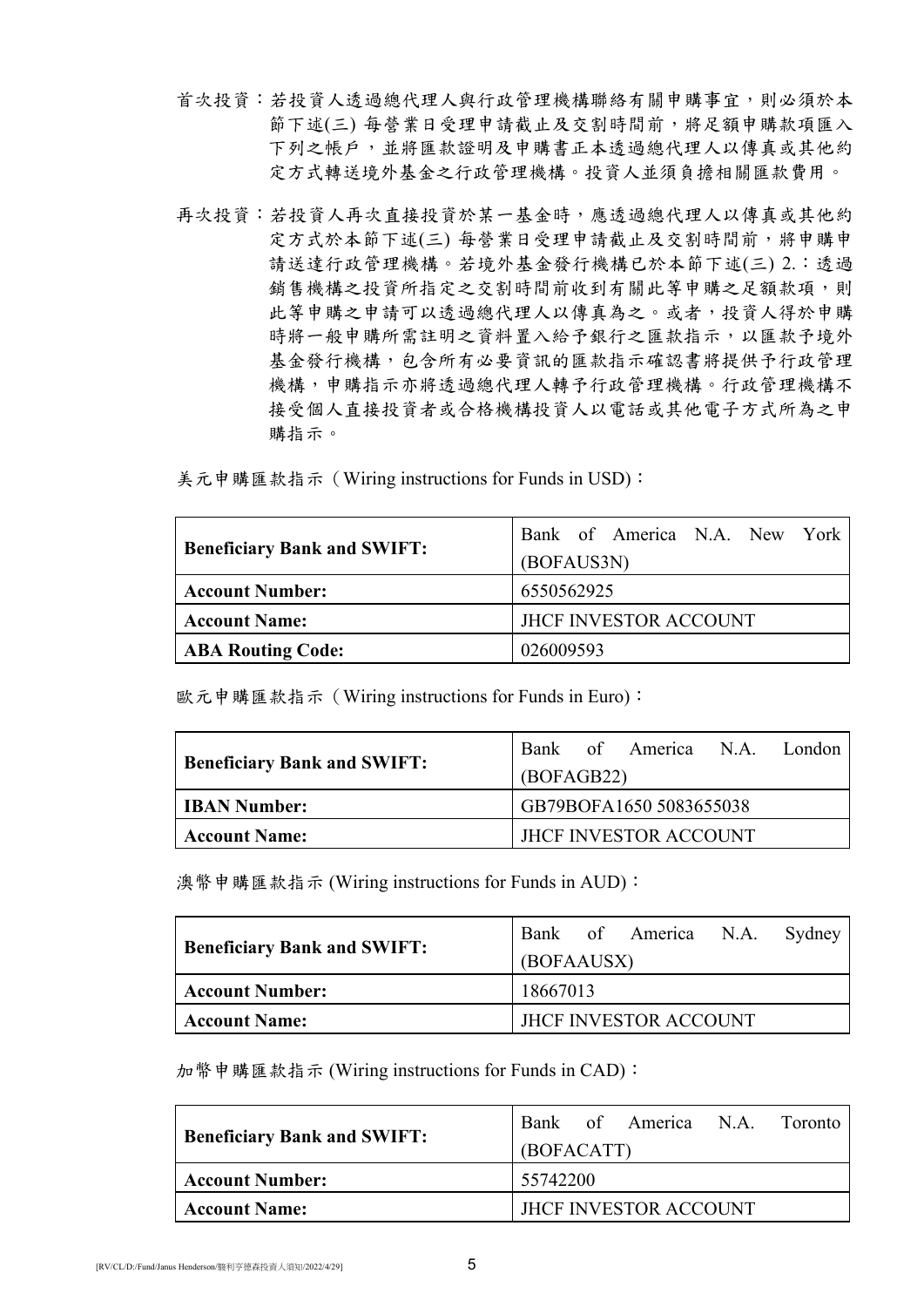首次投資：若投資人透過總代理人與行政管理機構聯絡有關申購事宜，則必須於本節下述(三) 每營業日受理申請截止及交割時間前，將足額申購款項匯入下列之帳戶，並將匯款證明及申購書正本透過總代理人以傳真或其他約定方式轉送境外基金之行政管理機構。投資人並須負擔相關匯款費用。

再次投資：若投資人再次直接投資於某一基金時，應透過總代理人以傳真或其他約定方式於本節下述(三) 每營業日受理申請截止及交割時間前，將申購申請送達行政管理機構。若境外基金發行機構已於本節下述(三) 2.：透過銷售機構之投資所指定之交割時間前收到有關此等申購之足額款項，則此等申購之申請可以透過總代理人以傳真為之。或者，投資人得於申購時將一般申購所需註明之資料置入給予銀行之匯款指示，以匯款予境外基金發行機構，包含所有必要資訊的匯款指示確認書將提供予行政管理機構，申購指示亦將透過總代理人轉予行政管理機構。行政管理機構不接受個人直接投資者或合格機構投資人以電話或其他電子方式所為之申購指示。

美元申購匯款指示（Wiring instructions for Funds in USD)：

| **Beneficiary Bank and SWIFT:** | Bank of America N.A. New York (BOFAUS3N) |
|---|---|
| **Account Number:** | 6550562925 |
| **Account Name:** | JHCF INVESTOR ACCOUNT |
| **ABA Routing Code:** | 026009593 |

歐元申購匯款指示（Wiring instructions for Funds in Euro)：

| **Beneficiary Bank and SWIFT:** | Bank of America N.A. London (BOFAGB22) |
|---|---|
| **IBAN Number:** | GB79BOFA1650 5083655038 |
| **Account Name:** | JHCF INVESTOR ACCOUNT |

澳幣申購匯款指示 (Wiring instructions for Funds in AUD)：

| **Beneficiary Bank and SWIFT:** | Bank of America N.A. Sydney (BOFAAUSX) |
|---|---|
| **Account Number:** | 18667013 |
| **Account Name:** | JHCF INVESTOR ACCOUNT |

加幣申購匯款指示 (Wiring instructions for Funds in CAD)：

| **Beneficiary Bank and SWIFT:** | Bank of America N.A. Toronto (BOFACATT) |
|---|---|
| **Account Number:** | 55742200 |
| **Account Name:** | JHCF INVESTOR ACCOUNT |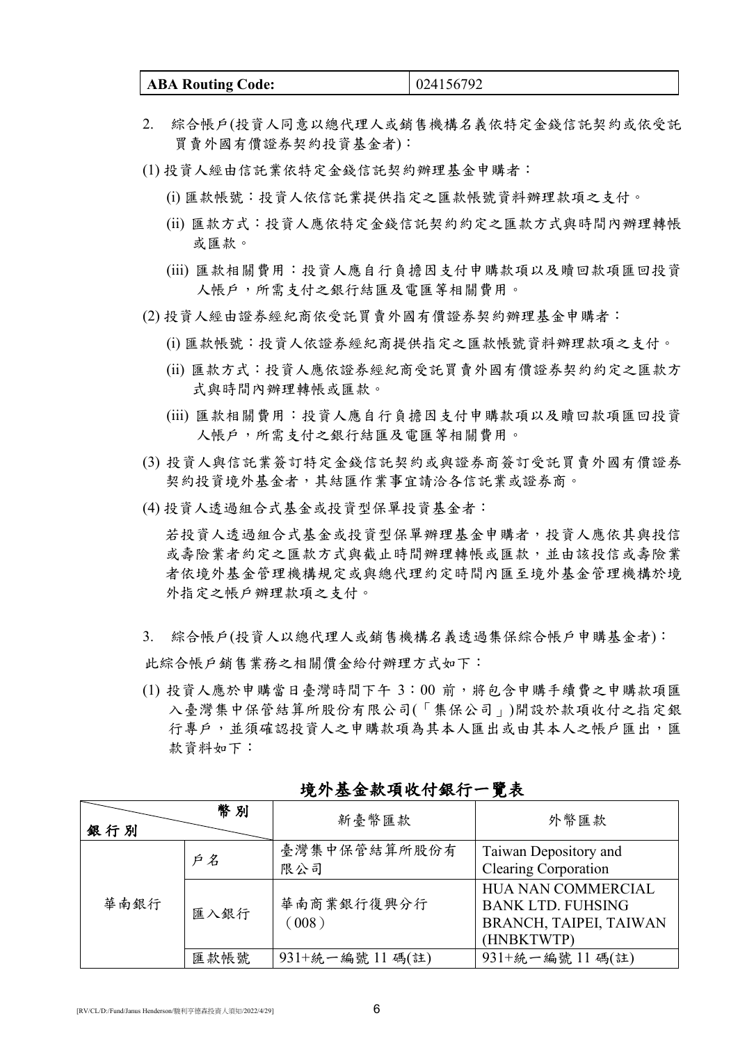| ABA Routing Code: | 024156792 |
|---|---|

2. 綜合帳戶(投資人同意以總代理人或銷售機構名義依特定金錢信託契約或依受託買賣外國有價證券契約投資基金者)：

(1) 投資人經由信託業依特定金錢信託契約辦理基金申購者：

(i) 匯款帳號：投資人依信託業提供指定之匯款帳號資料辦理款項之支付。

(ii) 匯款方式：投資人應依特定金錢信託契約約定之匯款方式與時間內辦理轉帳或匯款。

(iii) 匯款相關費用：投資人應自行負擔因支付申購款項以及贖回款項匯回投資人帳戶，所需支付之銀行結匯及電匯等相關費用。

(2) 投資人經由證券經紀商依受託買賣外國有價證券契約辦理基金申購者：

(i) 匯款帳號：投資人依證券經紀商提供指定之匯款帳號資料辦理款項之支付。

(ii) 匯款方式：投資人應依證券經紀商受託買賣外國有價證券契約約定之匯款方式與時間內辦理轉帳或匯款。

(iii) 匯款相關費用：投資人應自行負擔因支付申購款項以及贖回款項匯回投資人帳戶，所需支付之銀行結匯及電匯等相關費用。

(3) 投資人與信託業簽訂特定金錢信託契約或與證券商簽訂受託買賣外國有價證券契約投資境外基金者，其結匯作業事宜請洽各信託業或證券商。

(4) 投資人透過組合式基金或投資型保單投資基金者：

若投資人透過組合式基金或投資型保單辦理基金申購者，投資人應依其與投信或壽險業者約定之匯款方式與截止時間辦理轉帳或匯款，並由該投信或壽險業者依境外基金管理機構規定或與總代理約定時間內匯至境外基金管理機構於境外指定之帳戶辦理款項之支付。

3. 綜合帳戶(投資人以總代理人或銷售機構名義透過集保綜合帳戶申購基金者)：

此綜合帳戶銷售業務之相關價金給付辦理方式如下：

(1) 投資人應於申購當日臺灣時間下午 3：00 前，將包含申購手續費之申購款項匯入臺灣集中保管結算所股份有限公司(「集保公司」)開設於款項收付之指定銀行專戶，並須確認投資人之申購款項為其本人匯出或由其本人之帳戶匯出，匯款資料如下：

**境外基金款項收付銀行一覽表**

| 銀行別 ＼ 幣別 | | 新臺幣匯款 | 外幣匯款 |
|---|---|---|---|
| 華南銀行 | 戶名 | 臺灣集中保管結算所股份有限公司 | Taiwan Depository and Clearing Corporation |
| | 匯入銀行 | 華南商業銀行復興分行（008） | HUA NAN COMMERCIAL BANK LTD. FUHSING BRANCH, TAIPEI, TAIWAN (HNBKTWTP) |
| | 匯款帳號 | 931+統一編號 11 碼(註) | 931+統一編號 11 碼(註) |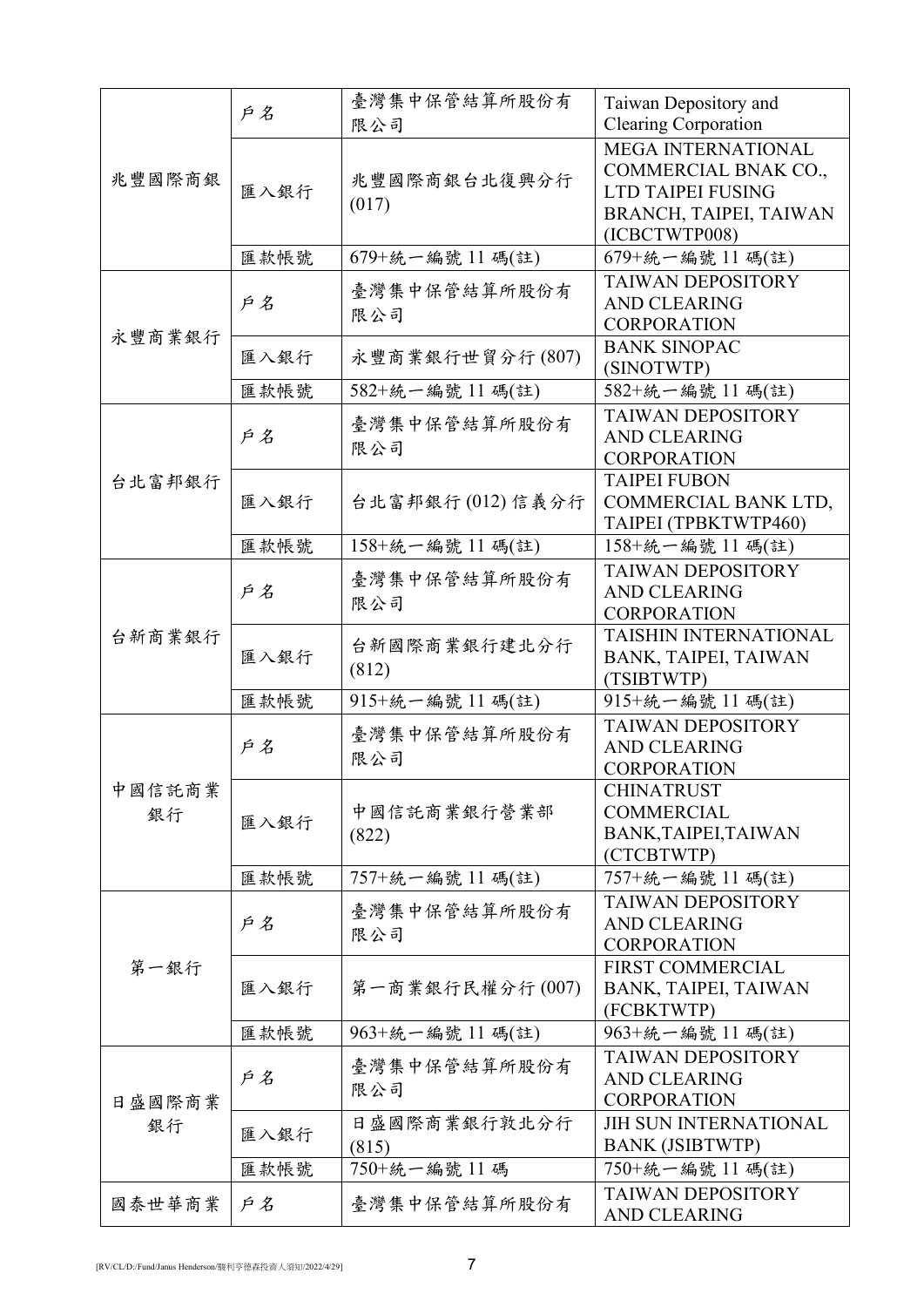| | | | |
|---|---|---|---|
| 兆豐國際商銀 | 戶名 | 臺灣集中保管結算所股份有限公司 | Taiwan Depository and Clearing Corporation |
| | 匯入銀行 | 兆豐國際商銀台北復興分行 (017) | MEGA INTERNATIONAL COMMERCIAL BNAK CO., LTD TAIPEI FUSING BRANCH, TAIPEI, TAIWAN (ICBCTWTP008) |
| | 匯款帳號 | 679+統一編號 11 碼(註) | 679+統一編號 11 碼(註) |
| 永豐商業銀行 | 戶名 | 臺灣集中保管結算所股份有限公司 | TAIWAN DEPOSITORY AND CLEARING CORPORATION |
| | 匯入銀行 | 永豐商業銀行世貿分行 (807) | BANK SINOPAC (SINOTWTP) |
| | 匯款帳號 | 582+統一編號 11 碼(註) | 582+統一編號 11 碼(註) |
| 台北富邦銀行 | 戶名 | 臺灣集中保管結算所股份有限公司 | TAIWAN DEPOSITORY AND CLEARING CORPORATION |
| | 匯入銀行 | 台北富邦銀行 (012) 信義分行 | TAIPEI FUBON COMMERCIAL BANK LTD, TAIPEI (TPBKTWTP460) |
| | 匯款帳號 | 158+統一編號 11 碼(註) | 158+統一編號 11 碼(註) |
| 台新商業銀行 | 戶名 | 臺灣集中保管結算所股份有限公司 | TAIWAN DEPOSITORY AND CLEARING CORPORATION |
| | 匯入銀行 | 台新國際商業銀行建北分行 (812) | TAISHIN INTERNATIONAL BANK, TAIPEI, TAIWAN (TSIBTWTP) |
| | 匯款帳號 | 915+統一編號 11 碼(註) | 915+統一編號 11 碼(註) |
| 中國信託商業銀行 | 戶名 | 臺灣集中保管結算所股份有限公司 | TAIWAN DEPOSITORY AND CLEARING CORPORATION |
| | 匯入銀行 | 中國信託商業銀行營業部 (822) | CHINATRUST COMMERCIAL BANK,TAIPEI,TAIWAN (CTCBTWTP) |
| | 匯款帳號 | 757+統一編號 11 碼(註) | 757+統一編號 11 碼(註) |
| 第一銀行 | 戶名 | 臺灣集中保管結算所股份有限公司 | TAIWAN DEPOSITORY AND CLEARING CORPORATION |
| | 匯入銀行 | 第一商業銀行民權分行 (007) | FIRST COMMERCIAL BANK, TAIPEI, TAIWAN (FCBKTWTP) |
| | 匯款帳號 | 963+統一編號 11 碼(註) | 963+統一編號 11 碼(註) |
| 日盛國際商業銀行 | 戶名 | 臺灣集中保管結算所股份有限公司 | TAIWAN DEPOSITORY AND CLEARING CORPORATION |
| | 匯入銀行 | 日盛國際商業銀行敦北分行 (815) | JIH SUN INTERNATIONAL BANK (JSIBTWTP) |
| | 匯款帳號 | 750+統一編號 11 碼 | 750+統一編號 11 碼(註) |
| 國泰世華商業 | 戶名 | 臺灣集中保管結算所股份有 | TAIWAN DEPOSITORY AND CLEARING |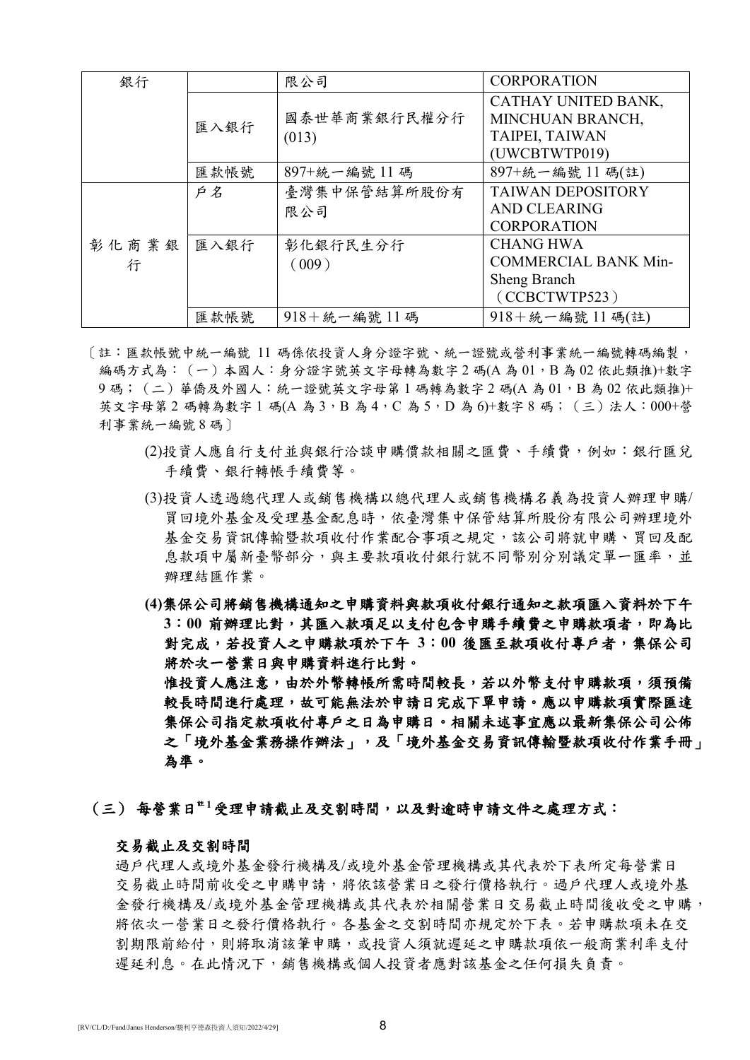| 銀行 | | 限公司 | CORPORATION |
|---|---|---|---|
| | 匯入銀行 | 國泰世華商業銀行民權分行 (013) | CATHAY UNITED BANK, MINCHUAN BRANCH, TAIPEI, TAIWAN (UWCBTWTP019) |
| | 匯款帳號 | 897+統一編號 11 碼 | 897+統一編號 11 碼(註) |
| 彰化商業銀行 | 戶名 | 臺灣集中保管結算所股份有限公司 | TAIWAN DEPOSITORY AND CLEARING CORPORATION |
| | 匯入銀行 | 彰化銀行民生分行（009） | CHANG HWA COMMERCIAL BANK Min-Sheng Branch（CCBCTWTP523） |
| | 匯款帳號 | 918＋統一編號 11 碼 | 918＋統一編號 11 碼(註) |

〔註：匯款帳號中統一編號 11 碼係依投資人身分證字號、統一證號或營利事業統一編號轉碼編製，編碼方式為：（一）本國人：身分證字號英文字母轉為數字 2 碼(A 為 01，B 為 02 依此類推)+數字 9 碼；（二）華僑及外國人：統一證號英文字母第 1 碼轉為數字 2 碼(A 為 01，B 為 02 依此類推)+英文字母第 2 碼轉為數字 1 碼(A 為 3，B 為 4，C 為 5，D 為 6)+數字 8 碼；（三）法人：000+營利事業統一編號 8 碼〕

(2)投資人應自行支付並與銀行洽談申購價款相關之匯費、手續費，例如：銀行匯兌手續費、銀行轉帳手續費等。

(3)投資人透過總代理人或銷售機構以總代理人或銷售機構名義為投資人辦理申購/買回境外基金及受理基金配息時，依臺灣集中保管結算所股份有限公司辦理境外基金交易資訊傳輸暨款項收付作業配合事項之規定，該公司將就申購、買回及配息款項中屬新臺幣部分，與主要款項收付銀行就不同幣別分別議定單一匯率，並辦理結匯作業。

**(4)集保公司將銷售機構通知之申購資料與款項收付銀行通知之款項匯入資料於下午 3：00 前辦理比對，其匯入款項足以支付包含申購手續費之申購款項者，即為比對完成，若投資人之申購款項於下午 3：00 後匯至款項收付專戶者，集保公司將於次一營業日與申購資料進行比對。**

**惟投資人應注意，由於外幣轉帳所需時間較長，若以外幣支付申購款項，須預備較長時間進行處理，故可能無法於申請日完成下單申請。應以申購款項實際匯達集保公司指定款項收付專戶之日為申購日。相關未述事宜應以最新集保公司公佈之「境外基金業務操作辦法」，及「境外基金交易資訊傳輸暨款項收付作業手冊」為準。**

## （三）每營業日[註1]受理申請截止及交割時間，以及對逾時申請文件之處理方式：

**交易截止及交割時間**

過戶代理人或境外基金發行機構及/或境外基金管理機構或其代表於下表所定每營業日交易截止時間前收受之申購申請，將依該營業日之發行價格執行。過戶代理人或境外基金發行機構及/或境外基金管理機構或其代表於相關營業日交易截止時間後收受之申購，將依次一營業日之發行價格執行。各基金之交割時間亦規定於下表。若申購款項未在交割期限前給付，則將取消該筆申購，或投資人須就遲延之申購款項依一般商業利率支付遲延利息。在此情況下，銷售機構或個人投資者應對該基金之任何損失負責。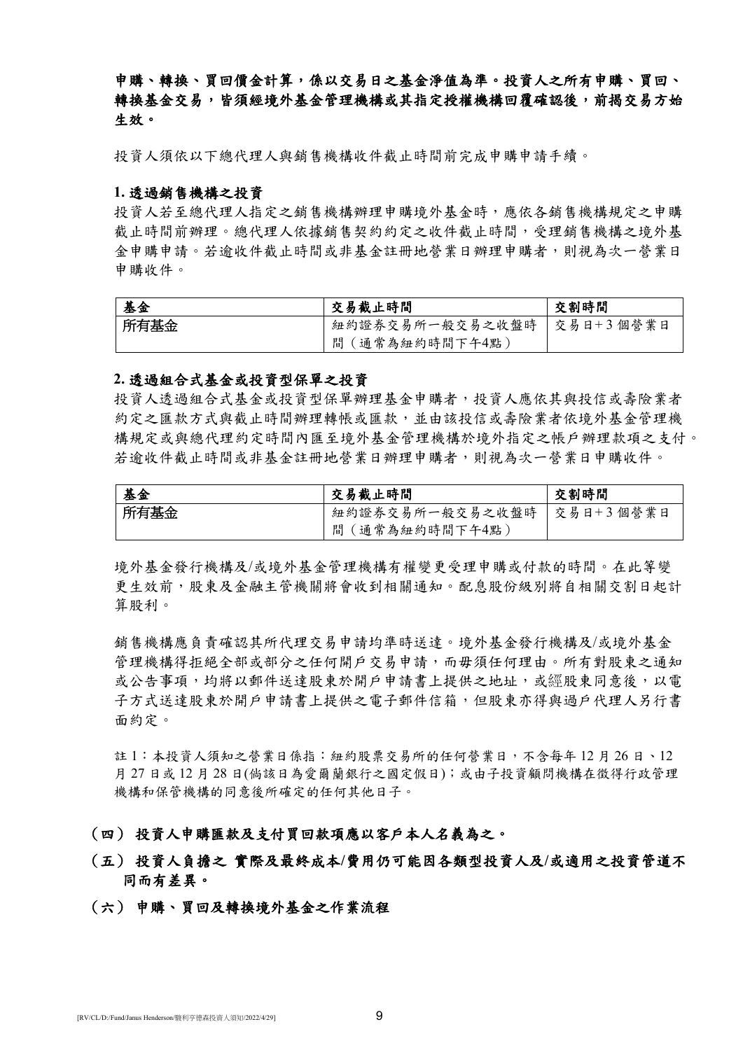**申購、轉換、買回價金計算，係以交易日之基金淨值為準。投資人之所有申購、買回、轉換基金交易，皆須經境外基金管理機構或其指定授權機構回覆確認後，前揭交易方始生效。**

投資人須依以下總代理人與銷售機構收件截止時間前完成申購申請手續。

**1. 透過銷售機構之投資**

投資人若至總代理人指定之銷售機構辦理申購境外基金時，應依各銷售機構規定之申購截止時間前辦理。總代理人依據銷售契約約定之收件截止時間，受理銷售機構之境外基金申購申請。若逾收件截止時間或非基金註冊地營業日辦理申購者，則視為次一營業日申購收件。

| 基金 | 交易截止時間 | 交割時間 |
|---|---|---|
| 所有基金 | 紐約證券交易所一般交易之收盤時間（通常為紐約時間下午4點） | 交易日+3個營業日 |

**2. 透過組合式基金或投資型保單之投資**

投資人透過組合式基金或投資型保單辦理基金申購者，投資人應依其與投信或壽險業者約定之匯款方式與截止時間辦理轉帳或匯款，並由該投信或壽險業者依境外基金管理機構規定或與總代理約定時間內匯至境外基金管理機構於境外指定之帳戶辦理款項之支付。若逾收件截止時間或非基金註冊地營業日辦理申購者，則視為次一營業日申購收件。

| 基金 | 交易截止時間 | 交割時間 |
|---|---|---|
| 所有基金 | 紐約證券交易所一般交易之收盤時間（通常為紐約時間下午4點） | 交易日+3個營業日 |

境外基金發行機構及/或境外基金管理機構有權變更受理申購或付款的時間。在此等變更生效前，股東及金融主管機關將會收到相關通知。配息股份級別將自相關交割日起計算股利。

銷售機構應負責確認其所代理交易申請均準時送達。境外基金發行機構及/或境外基金管理機構得拒絕全部或部分之任何開戶交易申請，而毋須任何理由。所有對股東之通知或公告事項，均將以郵件送達股東於開戶申請書上提供之地址，或經股東同意後，以電子方式送達股東於開戶申請書上提供之電子郵件信箱，但股東亦得與過戶代理人另行書面約定。

註1：本投資人須知之營業日係指：紐約股票交易所的任何營業日，不含每年12月26日、12月27日或12月28日(倘該日為愛爾蘭銀行之國定假日)；或由子投資顧問機構在徵得行政管理機構和保管機構的同意後所確定的任何其他日子。

## （四） 投資人申購匯款及支付買回款項應以客戶本人名義為之。

## （五） 投資人負擔之 實際及最終成本/費用仍可能因各類型投資人及/或適用之投資管道不同而有差異。

## （六） 申購、買回及轉換境外基金之作業流程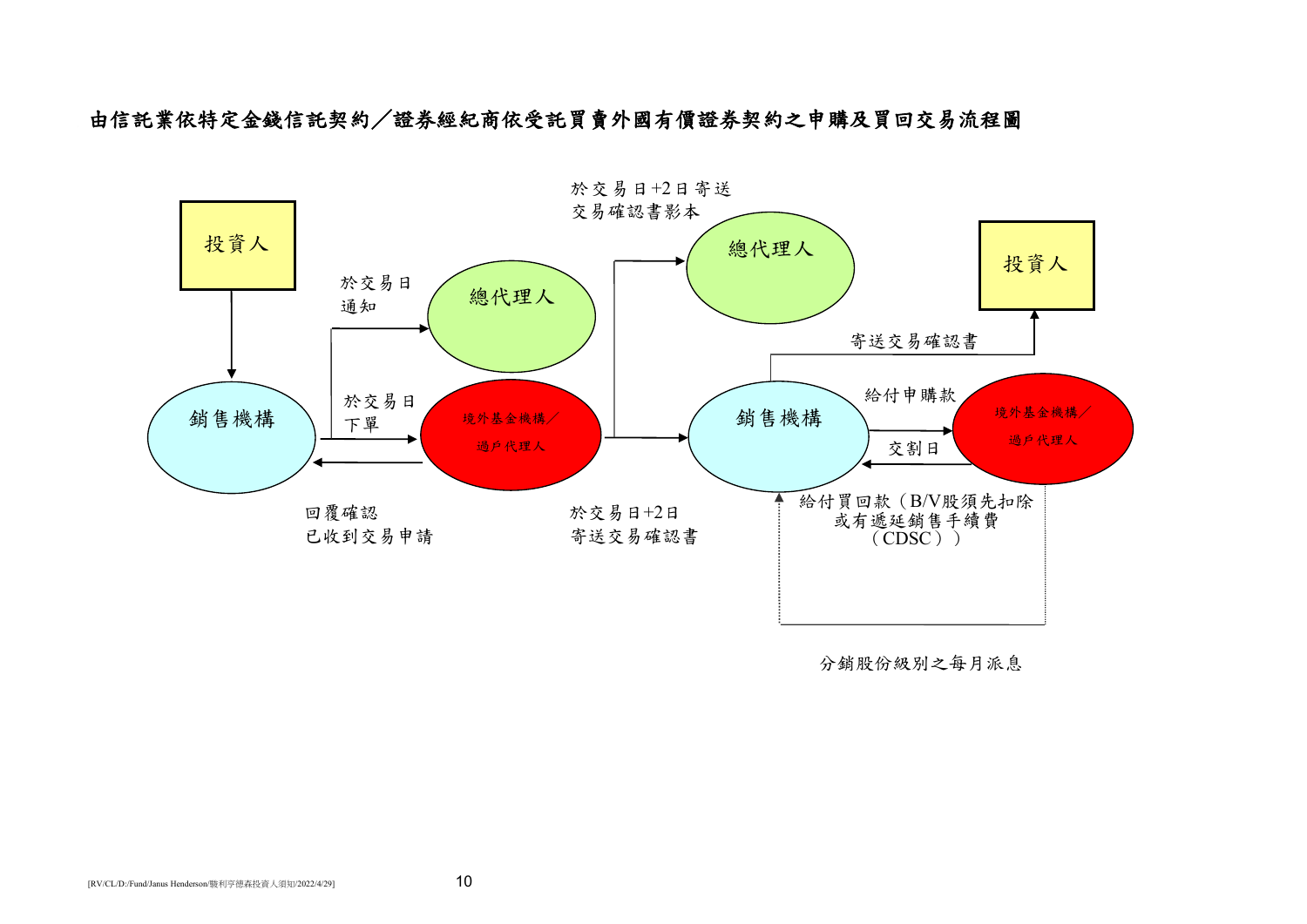# 由信託業依特定金錢信託契約／證券經紀商依受託買賣外國有價證券契約之申購及買回交易流程圖

投資人

銷售機構

於交易日通知

總代理人

於交易日下單

境外基金機構／過戶代理人

回覆確認已收到交易申請

於交易日+2日寄送交易確認書影本

總代理人

於交易日+2日寄送交易確認書

銷售機構

寄送交易確認書

投資人

給付申購款

境外基金機構／過戶代理人

交割日

給付買回款（B/V股須先扣除或有遞延銷售手續費（CDSC））

分銷股份級別之每月派息

[RV/CL/D:/Fund/Janus Henderson/駿利亨德森投資人須知/2022/4/29]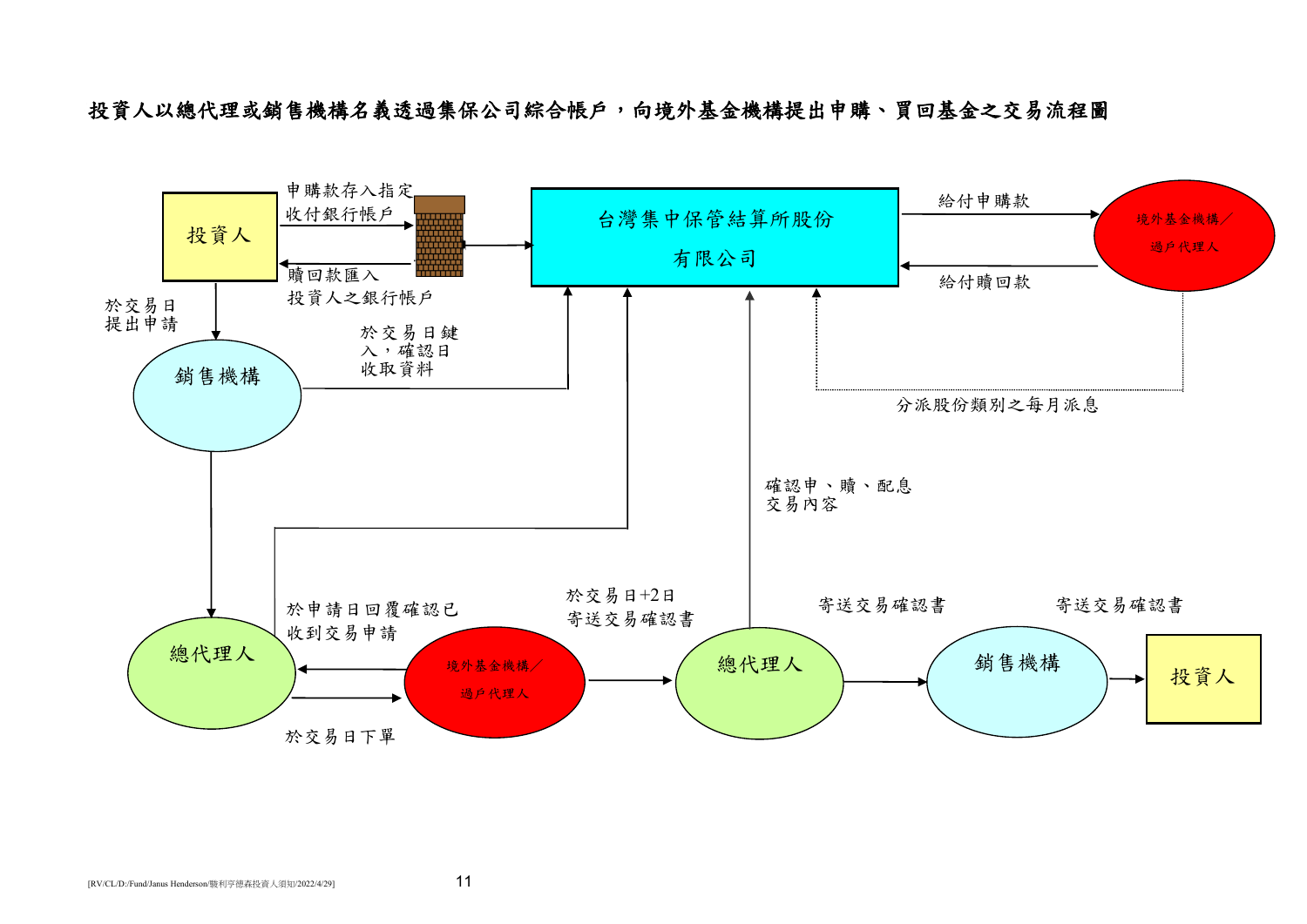**投資人以總代理或銷售機構名義透過集保公司綜合帳戶，向境外基金機構提出申購、買回基金之交易流程圖**

投資人

申購款存入指定收付銀行帳戶

贖回款匯入投資人之銀行帳戶

台灣集中保管結算所股份有限公司

給付申購款

給付贖回款

境外基金機構／過戶代理人

於交易日提出申請

銷售機構

於交易日鍵入，確認日收取資料

分派股份類別之每月派息

確認申、贖、配息交易內容

總代理人

於申請日回覆確認已收到交易申請

於交易日下單

境外基金機構／過戶代理人

於交易日+2日寄送交易確認書

總代理人

寄送交易確認書

銷售機構

寄送交易確認書

投資人

[RV/CL/D:/Fund/Janus Henderson/駿利亨德森投資人須知/2022/4/29]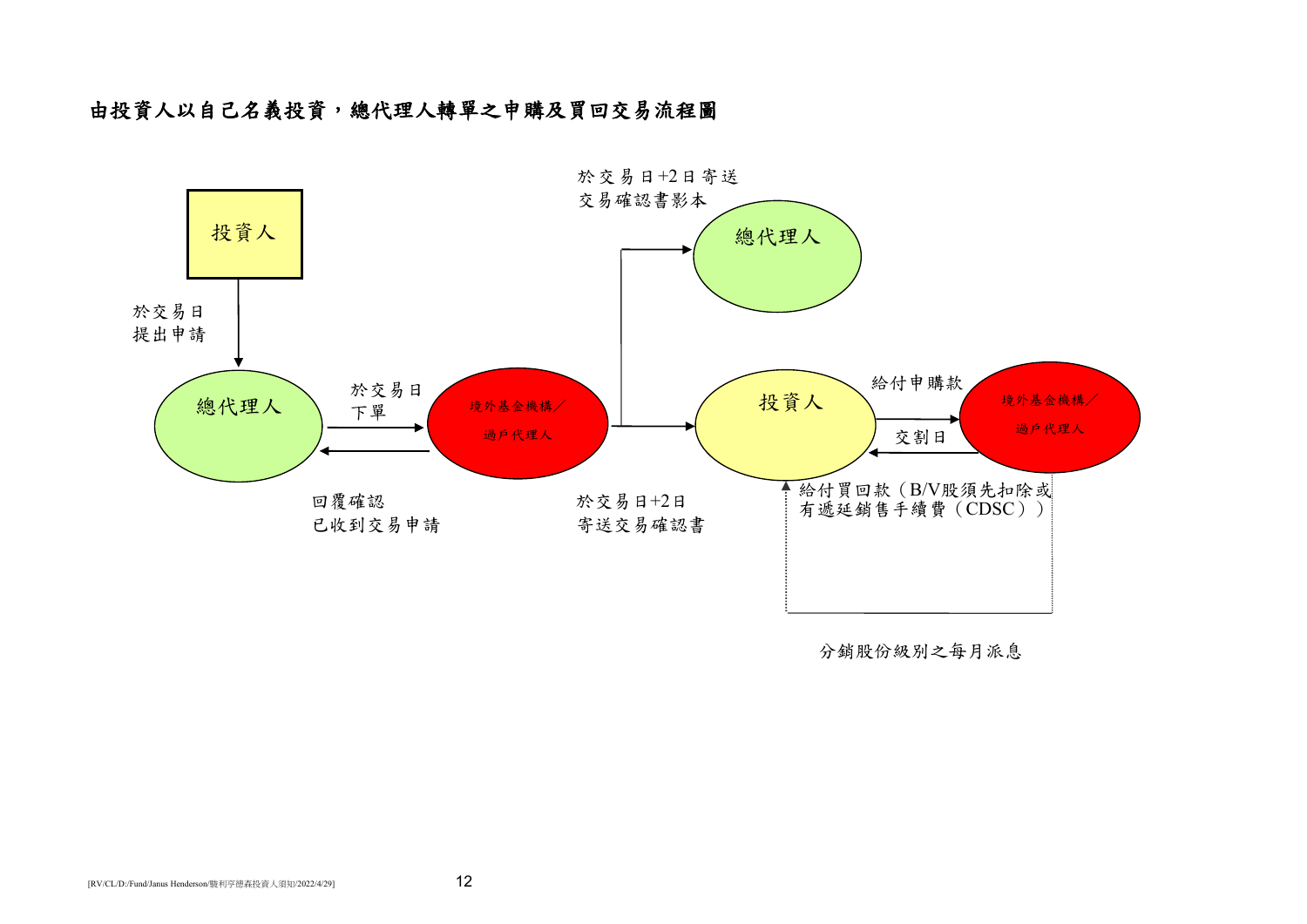**由投資人以自己名義投資，總代理人轉單之申購及買回交易流程圖**

投資人

於交易日
提出申請

總代理人

於交易日
下單

回覆確認
已收到交易申請

境外基金機構／
過戶代理人

於交易日+2日寄送
交易確認書影本

總代理人

於交易日+2日
寄送交易確認書

投資人

給付申購款

交割日

境外基金機構／
過戶代理人

給付買回款（B/V股須先扣除或有遞延銷售手續費（CDSC））

分銷股份級別之每月派息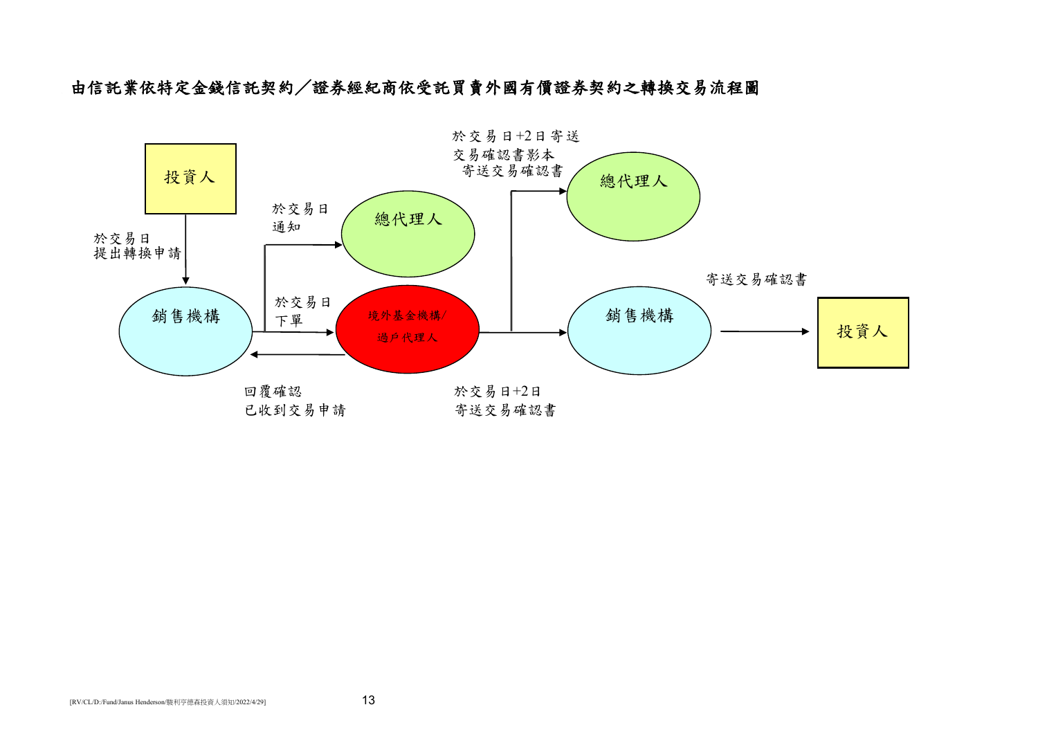## 由信託業依特定金錢信託契約／證券經紀商依受託買賣外國有價證券契約之轉換交易流程圖

投資人

於交易日
提出轉換申請

銷售機構

於交易日
通知

總代理人

於交易日
下單

境外基金機構/
過戶代理人

回覆確認
已收到交易申請

於交易日+2日寄送
交易確認書影本
寄送交易確認書

總代理人

於交易日+2日
寄送交易確認書

銷售機構

寄送交易確認書

投資人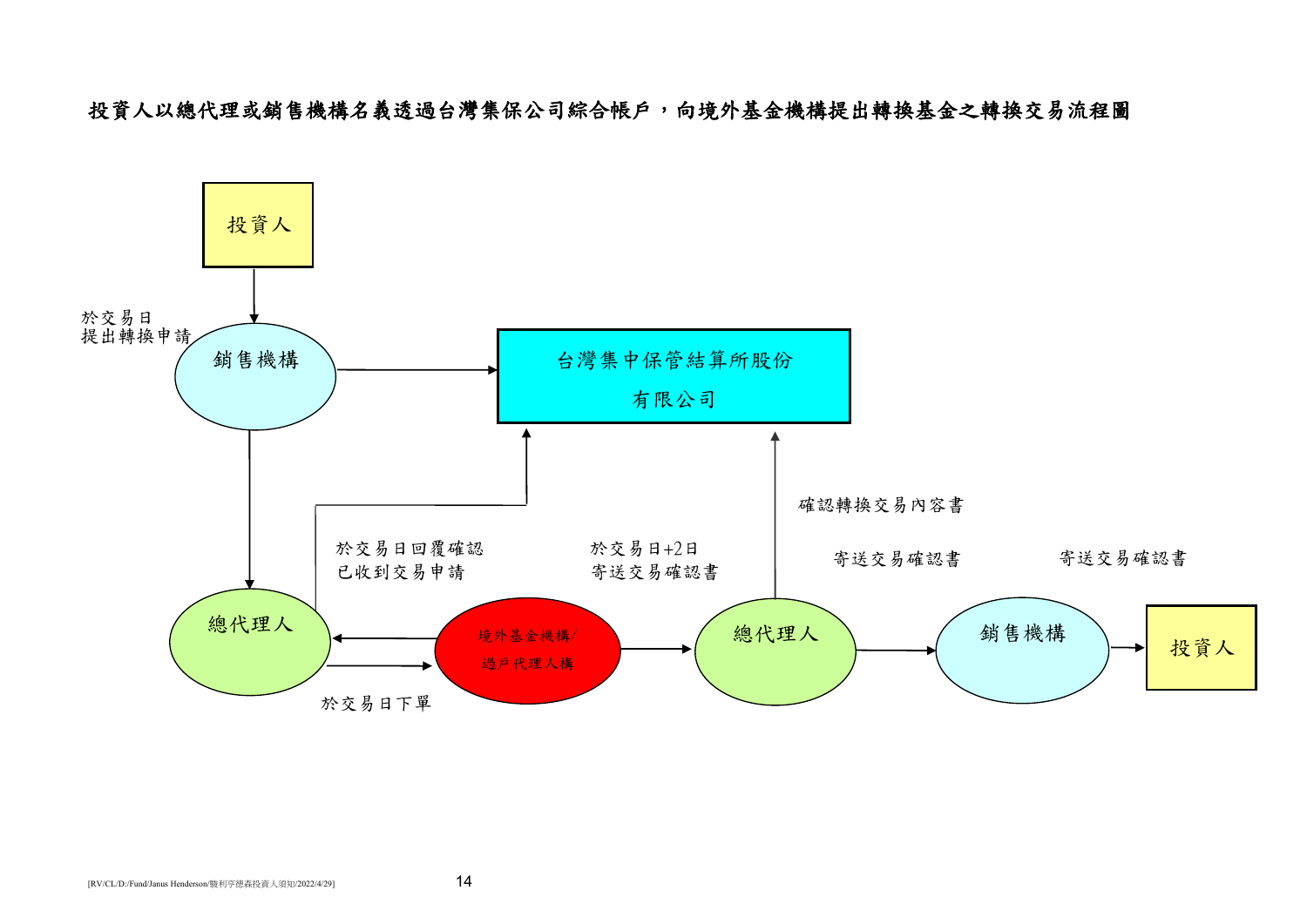**投資人以總代理或銷售機構名義透過台灣集保公司綜合帳戶，向境外基金機構提出轉換基金之轉換交易流程圖**

投資人

於交易日
提出轉換申請

銷售機構

台灣集中保管結算所股份
有限公司

確認轉換交易內容書

於交易日回覆確認
已收到交易申請

於交易日+2日
寄送交易確認書

寄送交易確認書

寄送交易確認書

總代理人

境外基金機構/
過戶代理人構

總代理人

銷售機構

投資人

於交易日下單

[RV/CL/D:/Fund/Janus Henderson/駿利亨德森投資人須知/2022/4/29]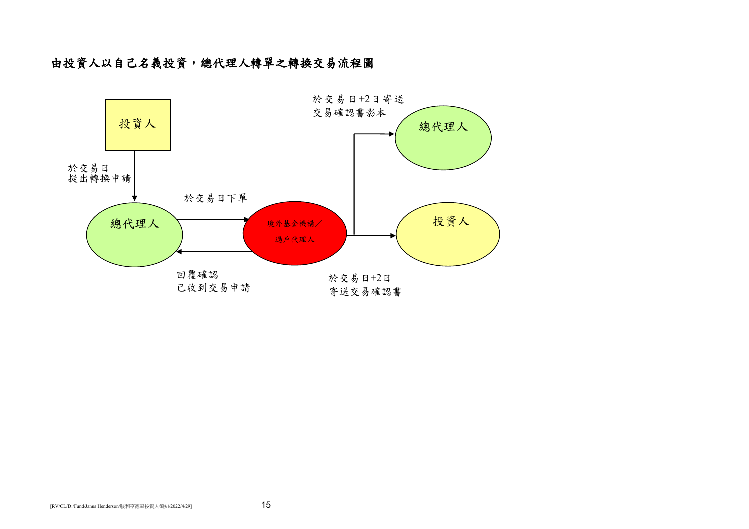**由投資人以自己名義投資，總代理人轉單之轉換交易流程圖**

投資人

於交易日
提出轉換申請

總代理人

於交易日下單

境外基金機構／
過戶代理人

回覆確認
已收到交易申請

於交易日+2日寄送
交易確認書影本

總代理人

於交易日+2日
寄送交易確認書

投資人

[RV/CL/D:/Fund/Janus Henderson/駿利亨德森投資人須知/2022/4/29]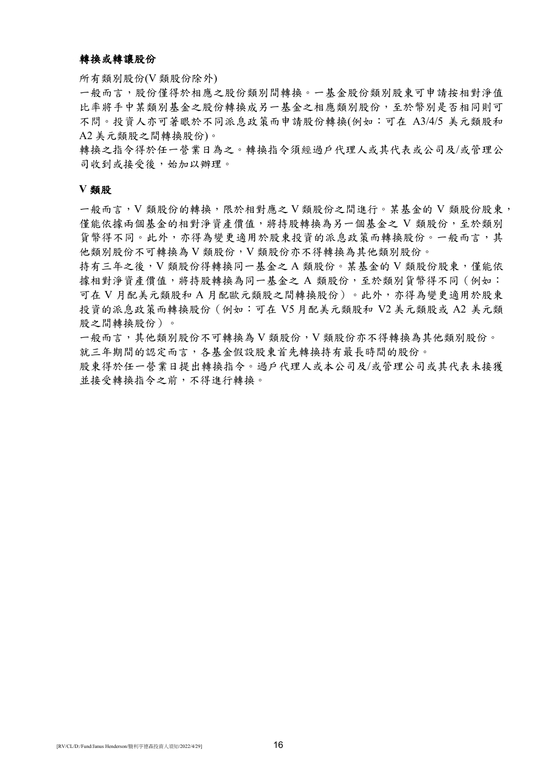### 轉換或轉讓股份

所有類別股份(V 類股份除外)

一般而言，股份僅得於相應之股份類別間轉換。一基金股份類別股東可申請按相對淨值比率將手中某類別基金之股份轉換成另一基金之相應類別股份，至於幣別是否相同則可不問。投資人亦可著眼於不同派息政策而申請股份轉換(例如：可在 A3/4/5 美元類股和 A2 美元類股之間轉換股份)。

轉換之指令得於任一營業日為之。轉換指令須經過戶代理人或其代表或公司及/或管理公司收到或接受後，始加以辦理。

### V 類股

一般而言，V 類股份的轉換，限於相對應之 V 類股份之間進行。某基金的 V 類股份股東，僅能依據兩個基金的相對淨資產價值，將持股轉換為另一個基金之 V 類股份，至於類別貨幣得不同。此外，亦得為變更適用於股東投資的派息政策而轉換股份。一般而言，其他類別股份不可轉換為 V 類股份，V 類股份亦不得轉換為其他類別股份。

持有三年之後，V 類股份得轉換同一基金之 A 類股份。某基金的 V 類股份股東，僅能依據相對淨資產價值，將持股轉換為同一基金之 A 類股份，至於類別貨幣得不同（例如：可在 V 月配美元類股和 A 月配歐元類股之間轉換股份）。此外，亦得為變更適用於股東投資的派息政策而轉換股份（例如：可在 V5 月配美元類股和 V2 美元類股或 A2 美元類股之間轉換股份）。

一般而言，其他類別股份不可轉換為 V 類股份，V 類股份亦不得轉換為其他類別股份。

就三年期間的認定而言，各基金假設股東首先轉換持有最長時間的股份。

股東得於任一營業日提出轉換指令。過戶代理人或本公司及/或管理公司或其代表未接獲並接受轉換指令之前，不得進行轉換。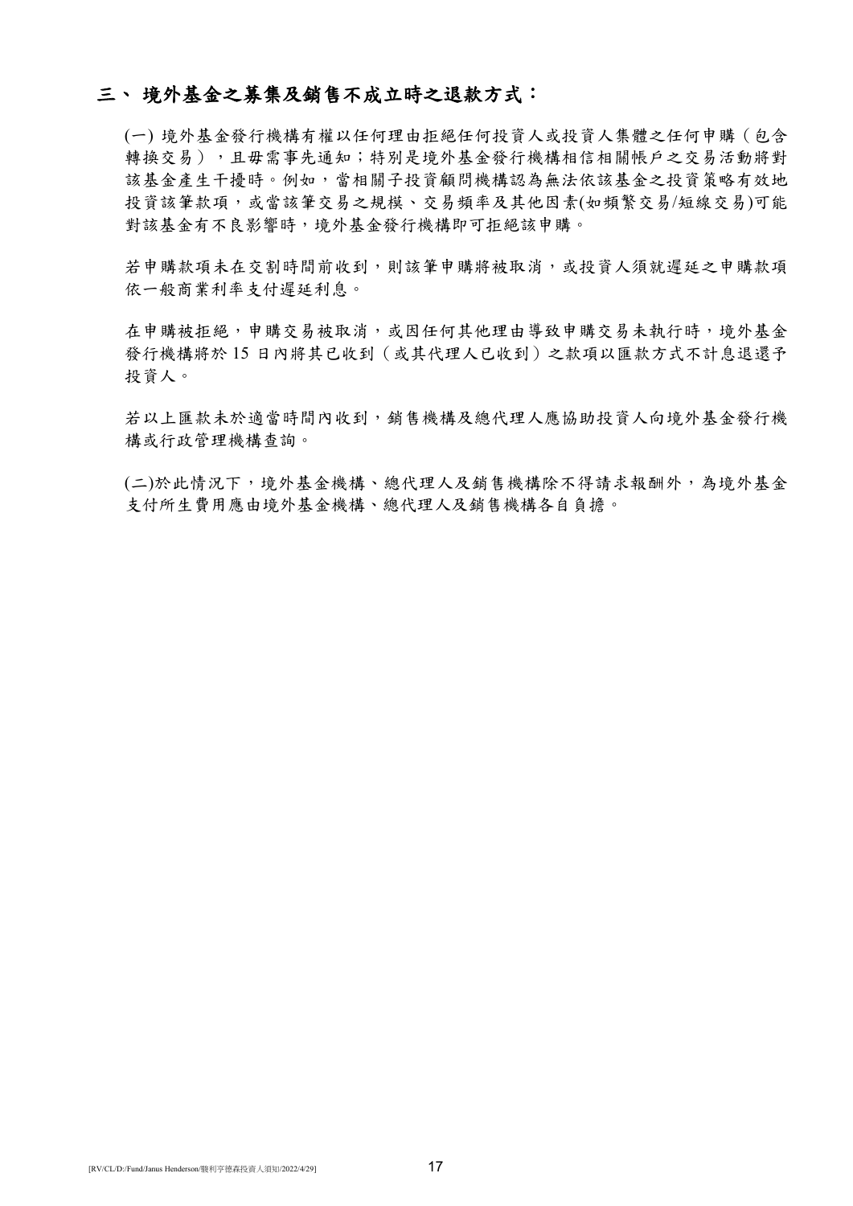## 三、 境外基金之募集及銷售不成立時之退款方式：

(一) 境外基金發行機構有權以任何理由拒絕任何投資人或投資人集體之任何申購（包含轉換交易），且毋需事先通知；特別是境外基金發行機構相信相關帳戶之交易活動將對該基金產生干擾時。例如，當相關子投資顧問機構認為無法依該基金之投資策略有效地投資該筆款項，或當該筆交易之規模、交易頻率及其他因素(如頻繁交易/短線交易)可能對該基金有不良影響時，境外基金發行機構即可拒絕該申購。

若申購款項未在交割時間前收到，則該筆申購將被取消，或投資人須就遲延之申購款項依一般商業利率支付遲延利息。

在申購被拒絕，申購交易被取消，或因任何其他理由導致申購交易未執行時，境外基金發行機構將於 15 日內將其已收到（或其代理人已收到）之款項以匯款方式不計息退還予投資人。

若以上匯款未於適當時間內收到，銷售機構及總代理人應協助投資人向境外基金發行機構或行政管理機構查詢。

(二)於此情況下，境外基金機構、總代理人及銷售機構除不得請求報酬外，為境外基金支付所生費用應由境外基金機構、總代理人及銷售機構各自負擔。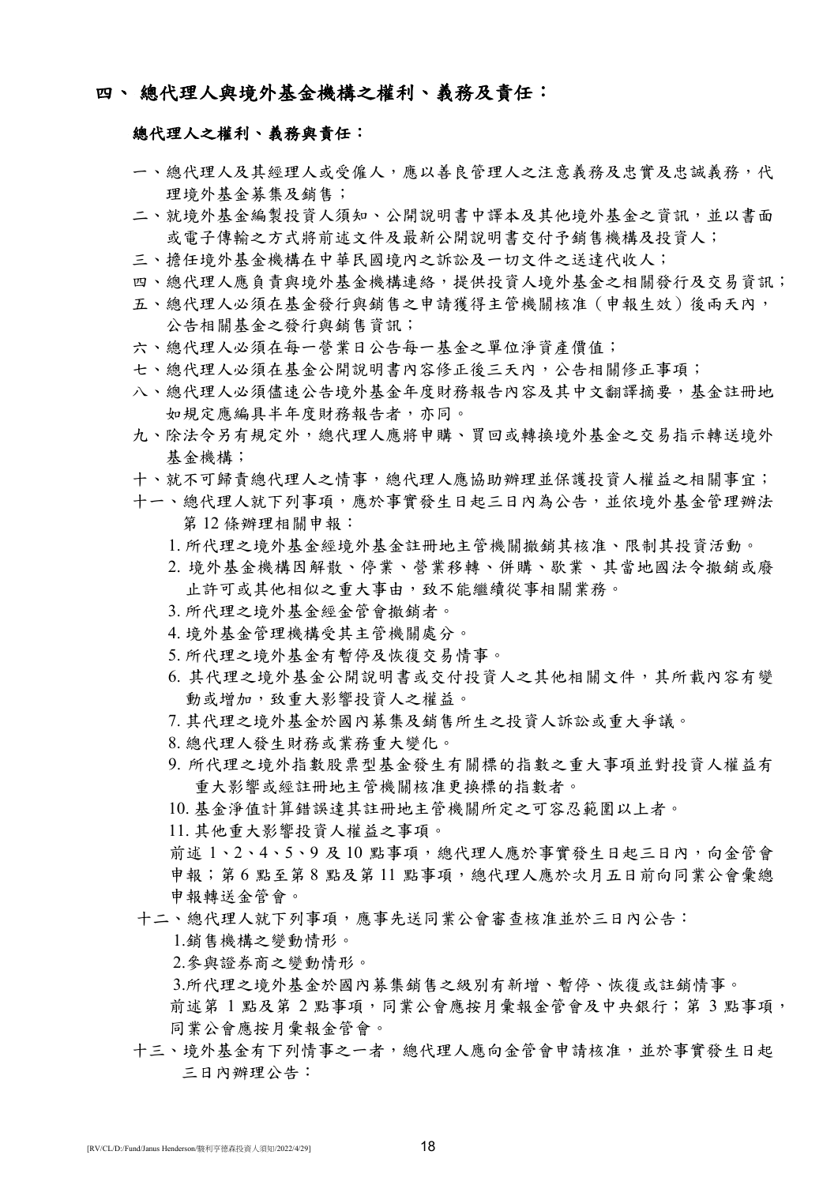## 四、 總代理人與境外基金機構之權利、義務及責任：

### 總代理人之權利、義務與責任：

一、總代理人及其經理人或受僱人，應以善良管理人之注意義務及忠實及忠誠義務，代理境外基金募集及銷售；

二、就境外基金編製投資人須知、公開說明書中譯本及其他境外基金之資訊，並以書面或電子傳輸之方式將前述文件及最新公開說明書交付予銷售機構及投資人；

三、擔任境外基金機構在中華民國境內之訴訟及一切文件之送達代收人；

四、總代理人應負責與境外基金機構連絡，提供投資人境外基金之相關發行及交易資訊；

五、總代理人必須在基金發行與銷售之申請獲得主管機關核准（申報生效）後兩天內，公告相關基金之發行與銷售資訊；

六、總代理人必須在每一營業日公告每一基金之單位淨資產價值；

七、總代理人必須在基金公開說明書內容修正後三天內，公告相關修正事項；

八、總代理人必須儘速公告境外基金年度財務報告內容及其中文翻譯摘要，基金註冊地如規定應編具半年度財務報告者，亦同。

九、除法令另有規定外，總代理人應將申購、買回或轉換境外基金之交易指示轉送境外基金機構；

十、就不可歸責總代理人之情事，總代理人應協助辦理並保護投資人權益之相關事宜；

十一、總代理人就下列事項，應於事實發生日起三日內為公告，並依境外基金管理辦法第 12 條辦理相關申報：

1. 所代理之境外基金經境外基金註冊地主管機關撤銷其核准、限制其投資活動。
2. 境外基金機構因解散、停業、營業移轉、併購、歇業、其當地國法令撤銷或廢止許可或其他相似之重大事由，致不能繼續從事相關業務。
3. 所代理之境外基金經金管會撤銷者。
4. 境外基金管理機構受其主管機關處分。
5. 所代理之境外基金有暫停及恢復交易情事。
6. 其代理之境外基金公開說明書或交付投資人之其他相關文件，其所載內容有變動或增加，致重大影響投資人之權益。
7. 其代理之境外基金於國內募集及銷售所生之投資人訴訟或重大爭議。
8. 總代理人發生財務或業務重大變化。
9. 所代理之境外指數股票型基金發生有關標的指數之重大事項並對投資人權益有重大影響或經註冊地主管機關核准更換標的指數者。
10. 基金淨值計算錯誤達其註冊地主管機關所定之可容忍範圍以上者。
11. 其他重大影響投資人權益之事項。

前述 1、2、4、5、9 及 10 點事項，總代理人應於事實發生日起三日內，向金管會申報；第 6 點至第 8 點及第 11 點事項，總代理人應於次月五日前向同業公會彙總申報轉送金管會。

十二、總代理人就下列事項，應事先送同業公會審查核准並於三日內公告：

1. 銷售機構之變動情形。
2. 參與證券商之變動情形。
3. 所代理之境外基金於國內募集銷售之級別有新增、暫停、恢復或註銷情事。

前述第 1 點及第 2 點事項，同業公會應按月彙報金管會及中央銀行；第 3 點事項，同業公會應按月彙報金管會。

十三、境外基金有下列情事之一者，總代理人應向金管會申請核准，並於事實發生日起三日內辦理公告：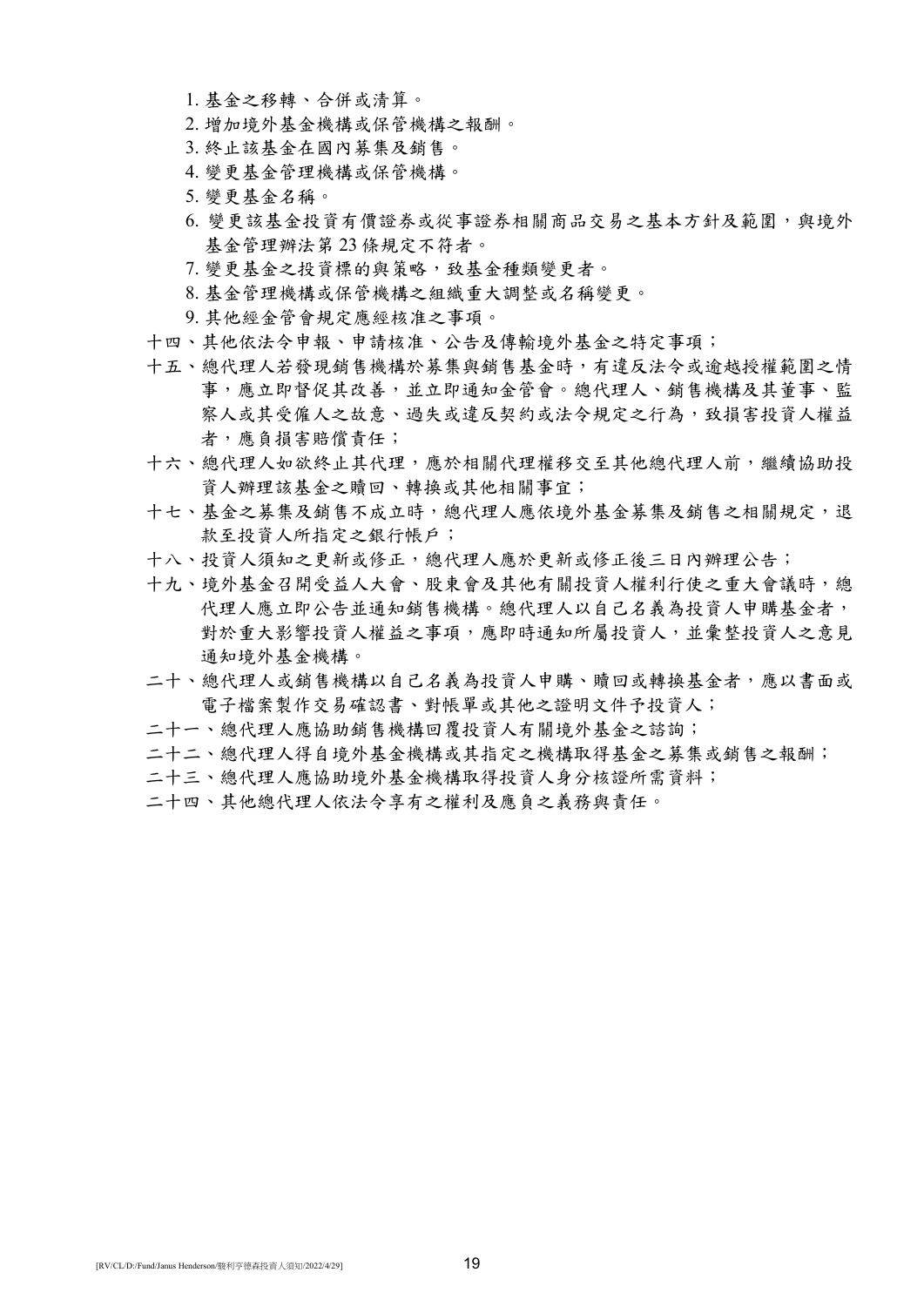1. 基金之移轉、合併或清算。
2. 增加境外基金機構或保管機構之報酬。
3. 終止該基金在國內募集及銷售。
4. 變更基金管理機構或保管機構。
5. 變更基金名稱。
6. 變更該基金投資有價證券或從事證券相關商品交易之基本方針及範圍，與境外基金管理辦法第 23 條規定不符者。
7. 變更基金之投資標的與策略，致基金種類變更者。
8. 基金管理機構或保管機構之組織重大調整或名稱變更。
9. 其他經金管會規定應經核准之事項。

十四、其他依法令申報、申請核准、公告及傳輸境外基金之特定事項；

十五、總代理人若發現銷售機構於募集與銷售基金時，有違反法令或逾越授權範圍之情事，應立即督促其改善，並立即通知金管會。總代理人、銷售機構及其董事、監察人或其受僱人之故意、過失或違反契約或法令規定之行為，致損害投資人權益者，應負損害賠償責任；

十六、總代理人如欲終止其代理，應於相關代理權移交至其他總代理人前，繼續協助投資人辦理該基金之贖回、轉換或其他相關事宜；

十七、基金之募集及銷售不成立時，總代理人應依境外基金募集及銷售之相關規定，退款至投資人所指定之銀行帳戶；

十八、投資人須知之更新或修正，總代理人應於更新或修正後三日內辦理公告；

十九、境外基金召開受益人大會、股東會及其他有關投資人權利行使之重大會議時，總代理人應立即公告並通知銷售機構。總代理人以自己名義為投資人申購基金者，對於重大影響投資人權益之事項，應即時通知所屬投資人，並彙整投資人之意見通知境外基金機構。

二十、總代理人或銷售機構以自己名義為投資人申購、贖回或轉換基金者，應以書面或電子檔案製作交易確認書、對帳單或其他之證明文件予投資人；

二十一、總代理人應協助銷售機構回覆投資人有關境外基金之諮詢；

二十二、總代理人得自境外基金機構或其指定之機構取得基金之募集或銷售之報酬；

二十三、總代理人應協助境外基金機構取得投資人身分核證所需資料；

二十四、其他總代理人依法令享有之權利及應負之義務與責任。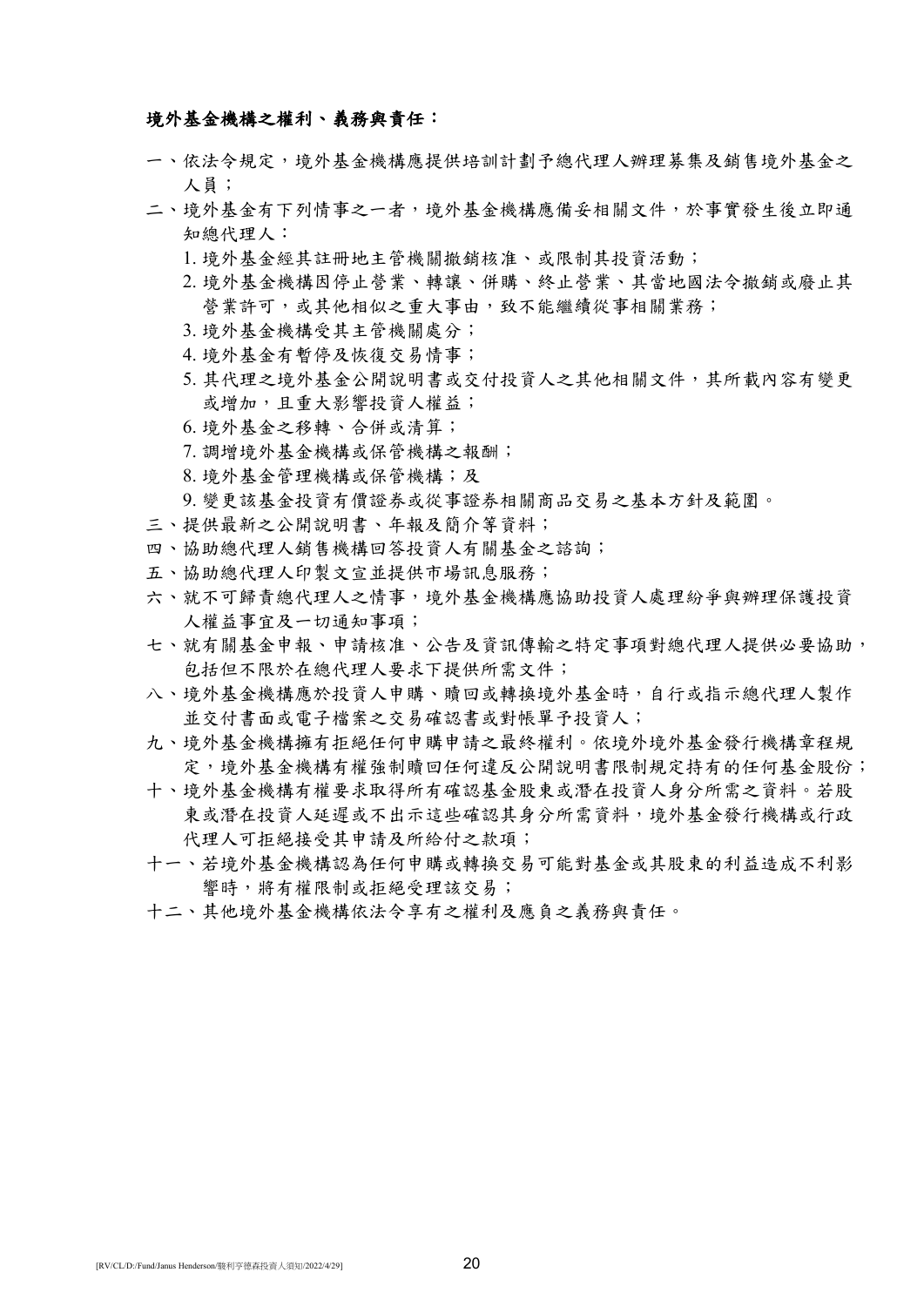**境外基金機構之權利、義務與責任：**

一、依法令規定，境外基金機構應提供培訓計劃予總代理人辦理募集及銷售境外基金之人員；

二、境外基金有下列情事之一者，境外基金機構應備妥相關文件，於事實發生後立即通知總代理人：

1. 境外基金經其註冊地主管機關撤銷核准、或限制其投資活動；
2. 境外基金機構因停止營業、轉讓、併購、終止營業、其當地國法令撤銷或廢止其營業許可，或其他相似之重大事由，致不能繼續從事相關業務；
3. 境外基金機構受其主管機關處分；
4. 境外基金有暫停及恢復交易情事；
5. 其代理之境外基金公開說明書或交付投資人之其他相關文件，其所載內容有變更或增加，且重大影響投資人權益；
6. 境外基金之移轉、合併或清算；
7. 調增境外基金機構或保管機構之報酬；
8. 境外基金管理機構或保管機構；及
9. 變更該基金投資有價證券或從事證券相關商品交易之基本方針及範圍。

三、提供最新之公開說明書、年報及簡介等資料；

四、協助總代理人銷售機構回答投資人有關基金之諮詢；

五、協助總代理人印製文宣並提供市場訊息服務；

六、就不可歸責總代理人之情事，境外基金機構應協助投資人處理紛爭與辦理保護投資人權益事宜及一切通知事項；

七、就有關基金申報、申請核准、公告及資訊傳輸之特定事項對總代理人提供必要協助，包括但不限於在總代理人要求下提供所需文件；

八、境外基金機構應於投資人申購、贖回或轉換境外基金時，自行或指示總代理人製作並交付書面或電子檔案之交易確認書或對帳單予投資人；

九、境外基金機構擁有拒絕任何申購申請之最終權利。依境外境外基金發行機構章程規定，境外基金機構有權強制贖回任何違反公開說明書限制規定持有的任何基金股份；

十、境外基金機構有權要求取得所有確認基金股東或潛在投資人身分所需之資料。若股東或潛在投資人延遲或不出示這些確認其身分所需資料，境外基金發行機構或行政代理人可拒絕接受其申請及所給付之款項；

十一、若境外基金機構認為任何申購或轉換交易可能對基金或其股東的利益造成不利影響時，將有權限制或拒絕受理該交易；

十二、其他境外基金機構依法令享有之權利及應負之義務與責任。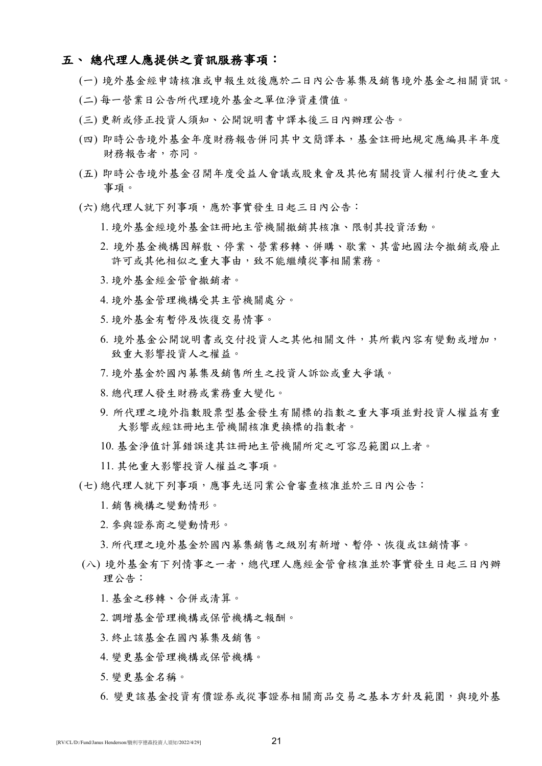## 五、 總代理人應提供之資訊服務事項：

(一) 境外基金經申請核准或申報生效後應於二日內公告募集及銷售境外基金之相關資訊。

(二) 每一營業日公告所代理境外基金之單位淨資產價值。

(三) 更新或修正投資人須知、公開說明書中譯本後三日內辦理公告。

(四) 即時公告境外基金年度財務報告併同其中文簡譯本，基金註冊地規定應編具半年度財務報告者，亦同。

(五) 即時公告境外基金召開年度受益人會議或股東會及其他有關投資人權利行使之重大事項。

(六) 總代理人就下列事項，應於事實發生日起三日內公告：

1. 境外基金經境外基金註冊地主管機關撤銷其核准、限制其投資活動。
2. 境外基金機構因解散、停業、營業移轉、併購、歇業、其當地國法令撤銷或廢止許可或其他相似之重大事由，致不能繼續從事相關業務。
3. 境外基金經金管會撤銷者。
4. 境外基金管理機構受其主管機關處分。
5. 境外基金有暫停及恢復交易情事。
6. 境外基金公開說明書或交付投資人之其他相關文件，其所載內容有變動或增加，致重大影響投資人之權益。
7. 境外基金於國內募集及銷售所生之投資人訴訟或重大爭議。
8. 總代理人發生財務或業務重大變化。
9. 所代理之境外指數股票型基金發生有關標的指數之重大事項並對投資人權益有重大影響或經註冊地主管機關核准更換標的指數者。
10. 基金淨值計算錯誤達其註冊地主管機關所定之可容忍範圍以上者。
11. 其他重大影響投資人權益之事項。

(七) 總代理人就下列事項，應事先送同業公會審查核准並於三日內公告：

1. 銷售機構之變動情形。
2. 參與證券商之變動情形。
3. 所代理之境外基金於國內募集銷售之級別有新增、暫停、恢復或註銷情事。

(八) 境外基金有下列情事之一者，總代理人應經金管會核准並於事實發生日起三日內辦理公告：

1. 基金之移轉、合併或清算。
2. 調增基金管理機構或保管機構之報酬。
3. 終止該基金在國內募集及銷售。
4. 變更基金管理機構或保管機構。
5. 變更基金名稱。
6. 變更該基金投資有價證券或從事證券相關商品交易之基本方針及範圍，與境外基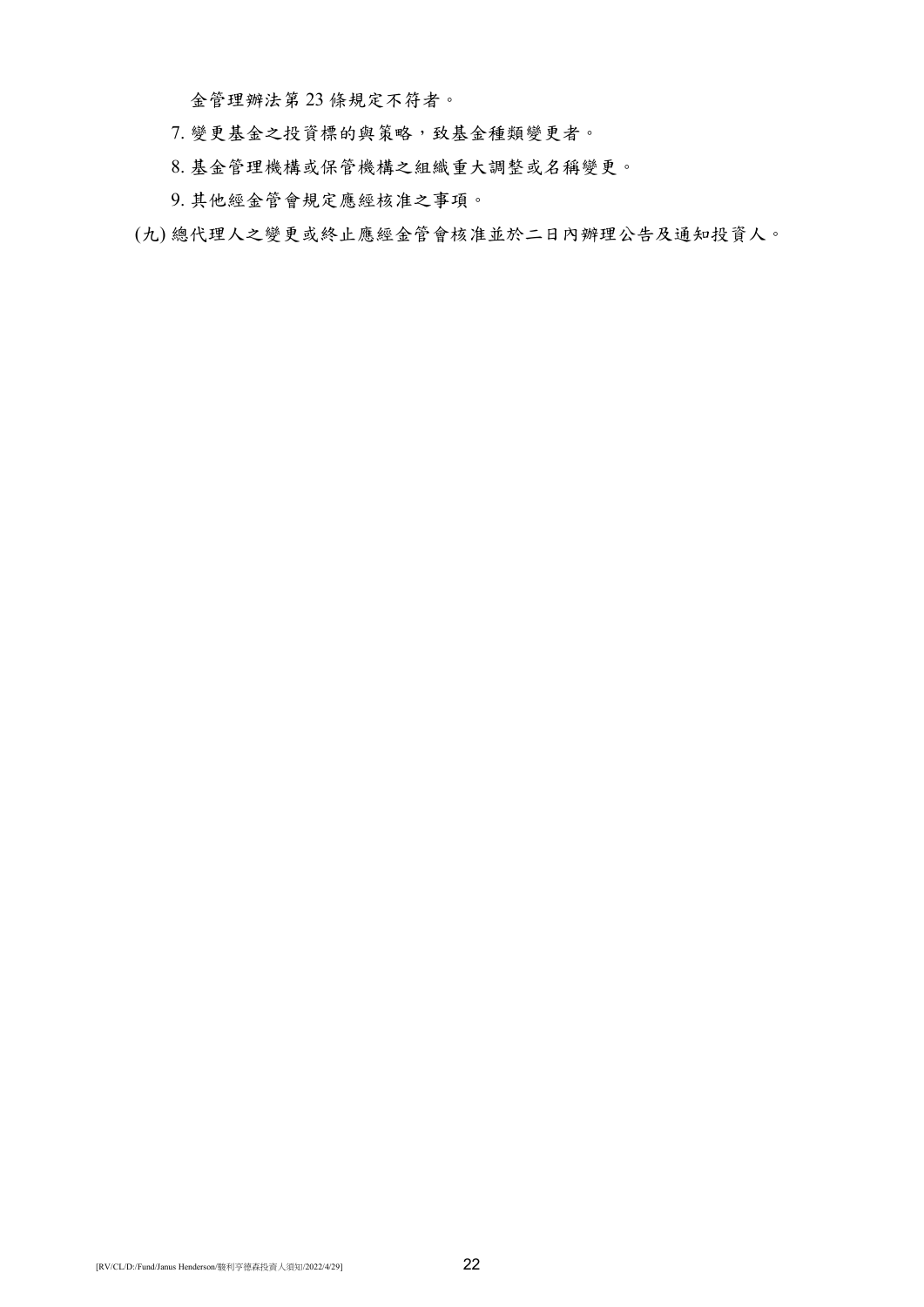金管理辦法第 23 條規定不符者。

7. 變更基金之投資標的與策略，致基金種類變更者。

8. 基金管理機構或保管機構之組織重大調整或名稱變更。

9. 其他經金管會規定應經核准之事項。

(九) 總代理人之變更或終止應經金管會核准並於二日內辦理公告及通知投資人。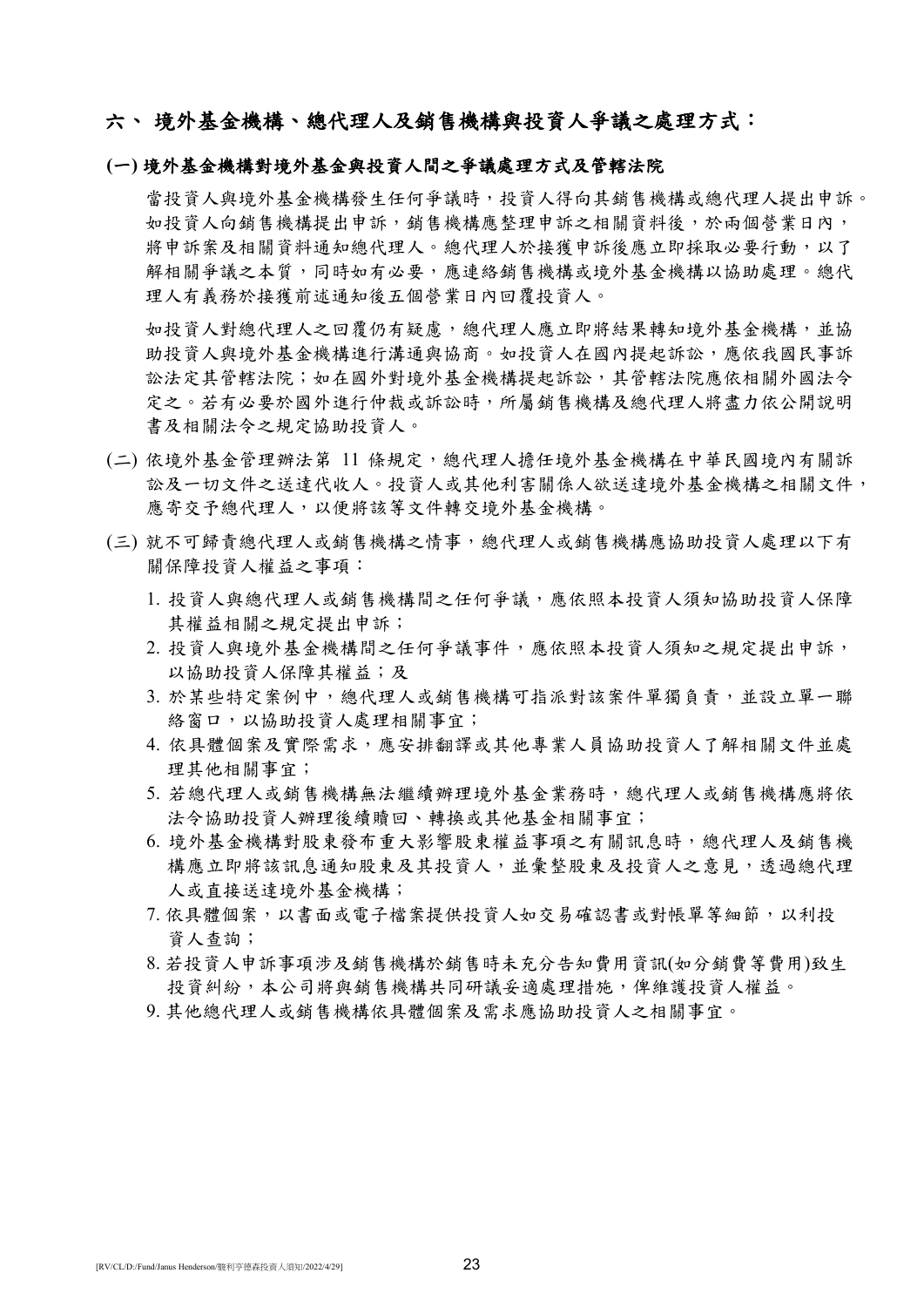## 六、 境外基金機構、總代理人及銷售機構與投資人爭議之處理方式：

### (一) 境外基金機構對境外基金與投資人間之爭議處理方式及管轄法院

當投資人與境外基金機構發生任何爭議時，投資人得向其銷售機構或總代理人提出申訴。如投資人向銷售機構提出申訴，銷售機構應整理申訴之相關資料後，於兩個營業日內，將申訴案及相關資料通知總代理人。總代理人於接獲申訴後應立即採取必要行動，以了解相關爭議之本質，同時如有必要，應連絡銷售機構或境外基金機構以協助處理。總代理人有義務於接獲前述通知後五個營業日內回覆投資人。

如投資人對總代理人之回覆仍有疑慮，總代理人應立即將結果轉知境外基金機構，並協助投資人與境外基金機構進行溝通與協商。如投資人在國內提起訴訟，應依我國民事訴訟法定其管轄法院；如在國外對境外基金機構提起訴訟，其管轄法院應依相關外國法令定之。若有必要於國外進行仲裁或訴訟時，所屬銷售機構及總代理人將盡力依公開說明書及相關法令之規定協助投資人。

(二) 依境外基金管理辦法第 11 條規定，總代理人擔任境外基金機構在中華民國境內有關訴訟及一切文件之送達代收人。投資人或其他利害關係人欲送達境外基金機構之相關文件，應寄交予總代理人，以便將該等文件轉交境外基金機構。

(三) 就不可歸責總代理人或銷售機構之情事，總代理人或銷售機構應協助投資人處理以下有關保障投資人權益之事項：

1. 投資人與總代理人或銷售機構間之任何爭議，應依照本投資人須知協助投資人保障其權益相關之規定提出申訴；
2. 投資人與境外基金機構間之任何爭議事件，應依照本投資人須知之規定提出申訴，以協助投資人保障其權益；及
3. 於某些特定案例中，總代理人或銷售機構可指派對該案件單獨負責，並設立單一聯絡窗口，以協助投資人處理相關事宜；
4. 依具體個案及實際需求，應安排翻譯或其他專業人員協助投資人了解相關文件並處理其他相關事宜；
5. 若總代理人或銷售機構無法繼續辦理境外基金業務時，總代理人或銷售機構應將依法令協助投資人辦理後續贖回、轉換或其他基金相關事宜；
6. 境外基金機構對股東發布重大影響股東權益事項之有關訊息時，總代理人及銷售機構應立即將該訊息通知股東及其投資人，並彙整股東及投資人之意見，透過總代理人或直接送達境外基金機構；
7. 依具體個案，以書面或電子檔案提供投資人如交易確認書或對帳單等細節，以利投資人查詢；
8. 若投資人申訴事項涉及銷售機構於銷售時未充分告知費用資訊(如分銷費等費用)致生投資糾紛，本公司將與銷售機構共同研議妥適處理措施，俾維護投資人權益。
9. 其他總代理人或銷售機構依具體個案及需求應協助投資人之相關事宜。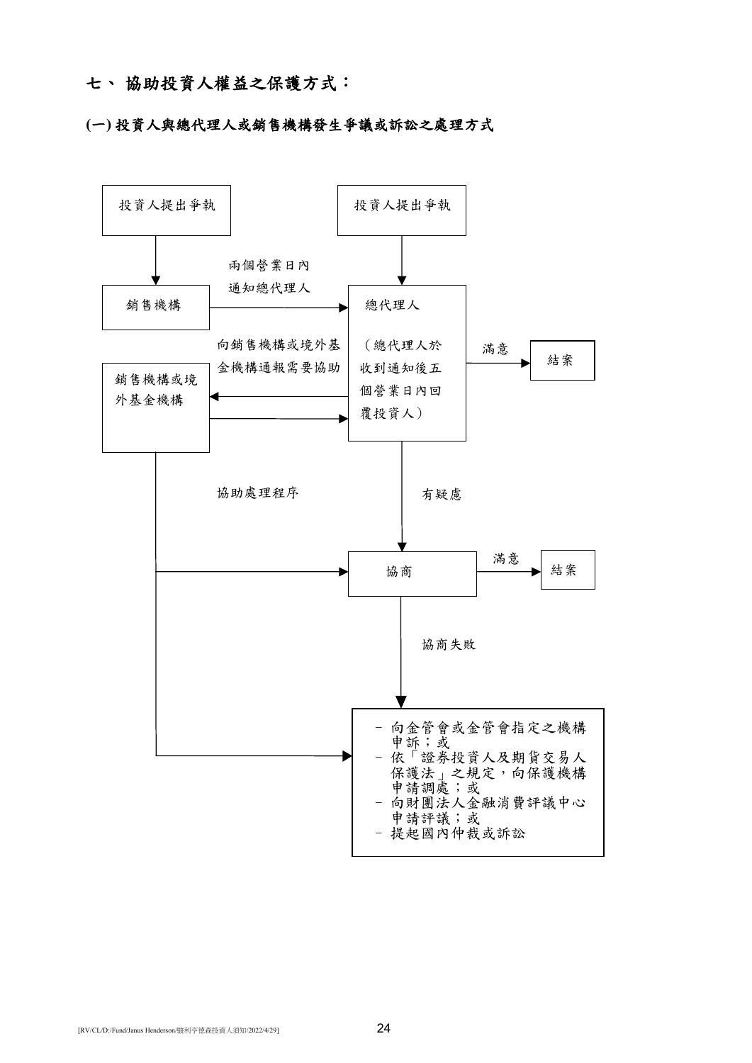## 七、 協助投資人權益之保護方式：

### (一) 投資人與總代理人或銷售機構發生爭議或訴訟之處理方式

投資人提出爭執

投資人提出爭執

兩個營業日內
通知總代理人

銷售機構

總代理人

（總代理人於
收到通知後五
個營業日內回
覆投資人）

向銷售機構或境外基
金機構通報需要協助

銷售機構或境
外基金機構

滿意

結案

協助處理程序

有疑慮

協商

滿意

結案

協商失敗

- 向金管會或金管會指定之機構申訴；或
- 依「證券投資人及期貨交易人保護法」之規定，向保護機構申請調處；或
- 向財團法人金融消費評議中心申請評議；或
- 提起國內仲裁或訴訟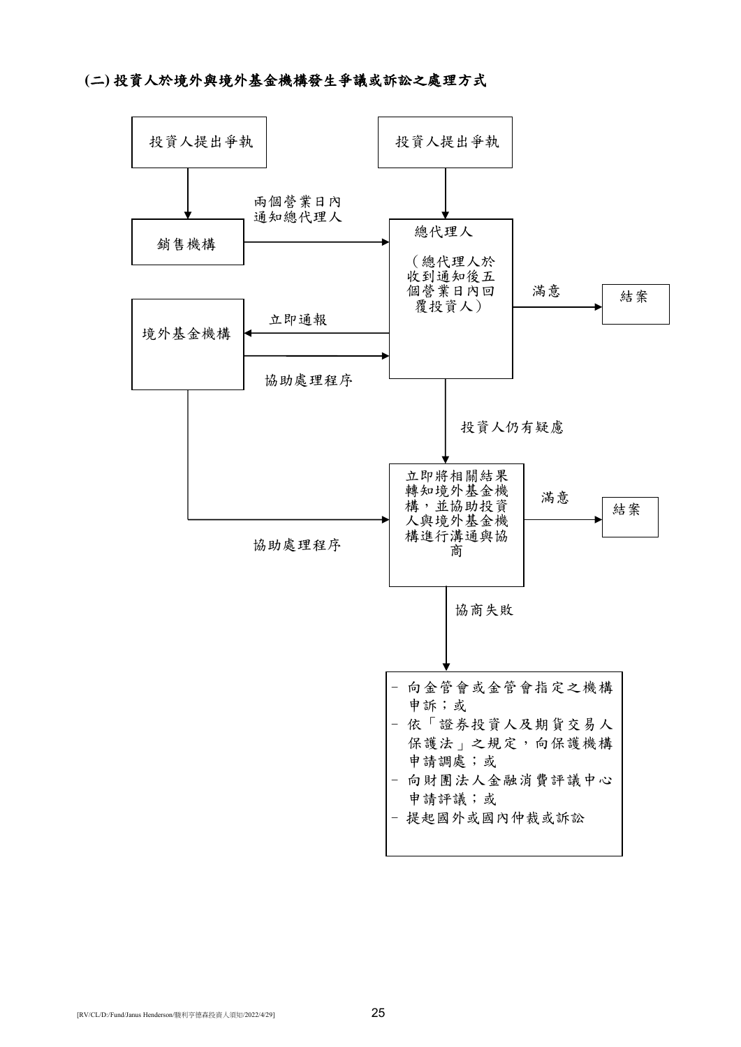**(二) 投資人於境外與境外基金機構發生爭議或訴訟之處理方式**

投資人提出爭執

投資人提出爭執

兩個營業日內通知總代理人

銷售機構

總代理人

（總代理人於收到通知後五個營業日內回覆投資人）

滿意

結案

境外基金機構

立即通報

協助處理程序

投資人仍有疑慮

立即將相關結果轉知境外基金機構，並協助投資人與境外基金機構進行溝通與協商

滿意

結案

協助處理程序

協商失敗

- 向金管會或金管會指定之機構申訴；或
- 依「證券投資人及期貨交易人保護法」之規定，向保護機構申請調處；或
- 向財團法人金融消費評議中心申請評議；或
- 提起國外或國內仲裁或訴訟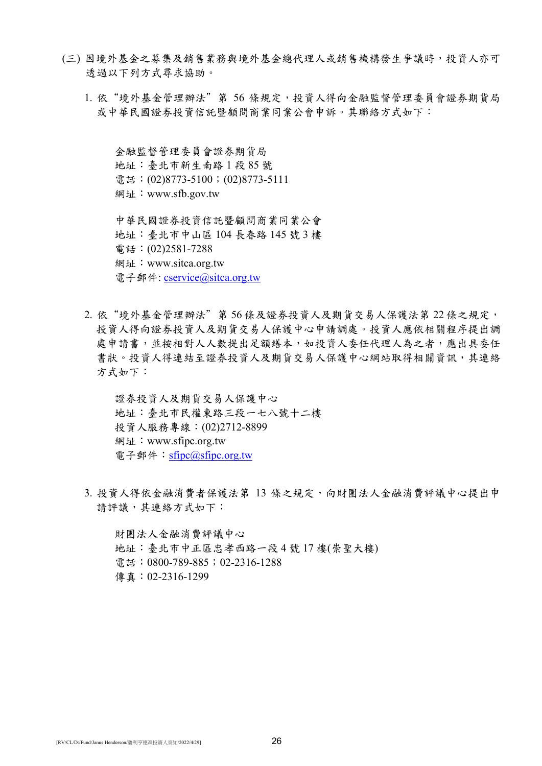(三) 因境外基金之募集及銷售業務與境外基金總代理人或銷售機構發生爭議時，投資人亦可透過以下列方式尋求協助。

1. 依"境外基金管理辦法" 第 56 條規定，投資人得向金融監督管理委員會證券期貨局或中華民國證券投資信託暨顧問商業同業公會申訴。其聯絡方式如下：

   金融監督管理委員會證券期貨局
   地址：臺北市新生南路 1 段 85 號
   電話：(02)8773-5100；(02)8773-5111
   網址：www.sfb.gov.tw

   中華民國證券投資信託暨顧問商業同業公會
   地址：臺北市中山區 104 長春路 145 號 3 樓
   電話：(02)2581-7288
   網址：www.sitca.org.tw
   電子郵件: cservice@sitca.org.tw

2. 依"境外基金管理辦法" 第 56 條及證券投資人及期貨交易人保護法第 22 條之規定，投資人得向證券投資人及期貨交易人保護中心申請調處。投資人應依相關程序提出調處申請書，並按相對人人數提出足額繕本，如投資人委任代理人為之者，應出具委任書狀。投資人得連結至證券投資人及期貨交易人保護中心網站取得相關資訊，其連絡方式如下：

   證券投資人及期貨交易人保護中心
   地址：臺北市民權東路三段一七八號十二樓
   投資人服務專線：(02)2712-8899
   網址：www.sfipc.org.tw
   電子郵件：sfipc@sfipc.org.tw

3. 投資人得依金融消費者保護法第 13 條之規定，向財團法人金融消費評議中心提出申請評議，其連絡方式如下：

   財團法人金融消費評議中心
   地址：臺北市中正區忠孝西路一段 4 號 17 樓(崇聖大樓)
   電話：0800-789-885；02-2316-1288
   傳真：02-2316-1299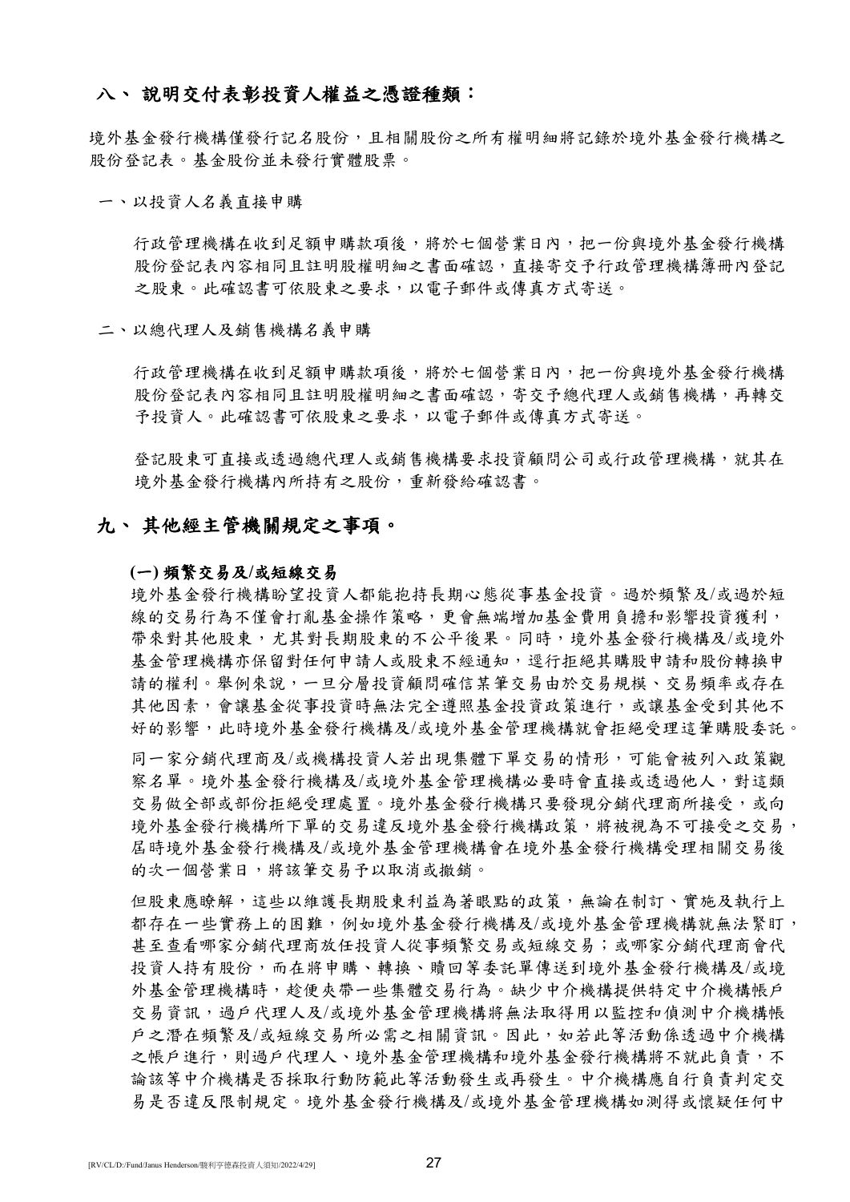## 八、 說明交付表彰投資人權益之憑證種類：

境外基金發行機構僅發行記名股份，且相關股份之所有權明細將記錄於境外基金發行機構之股份登記表。基金股份並未發行實體股票。

一、以投資人名義直接申購

行政管理機構在收到足額申購款項後，將於七個營業日內，把一份與境外基金發行機構股份登記表內容相同且註明股權明細之書面確認，直接寄交予行政管理機構簿冊內登記之股東。此確認書可依股東之要求，以電子郵件或傳真方式寄送。

二、以總代理人及銷售機構名義申購

行政管理機構在收到足額申購款項後，將於七個營業日內，把一份與境外基金發行機構股份登記表內容相同且註明股權明細之書面確認，寄交予總代理人或銷售機構，再轉交予投資人。此確認書可依股東之要求，以電子郵件或傳真方式寄送。

登記股東可直接或透過總代理人或銷售機構要求投資顧問公司或行政管理機構，就其在境外基金發行機構內所持有之股份，重新發給確認書。

## 九、 其他經主管機關規定之事項。

**(一) 頻繁交易及/或短線交易**

境外基金發行機構盼望投資人都能抱持長期心態從事基金投資。過於頻繁及/或過於短線的交易行為不僅會打亂基金操作策略，更會無端增加基金費用負擔和影響投資獲利，帶來對其他股東，尤其對長期股東的不公平後果。同時，境外基金發行機構及/或境外基金管理機構亦保留對任何申請人或股東不經通知，逕行拒絕其購股申請和股份轉換申請的權利。舉例來說，一旦分層投資顧問確信某筆交易由於交易規模、交易頻率或存在其他因素，會讓基金從事投資時無法完全遵照基金投資政策進行，或讓基金受到其他不好的影響，此時境外基金發行機構及/或境外基金管理機構就會拒絕受理這筆購股委託。

同一家分銷代理商及/或機構投資人若出現集體下單交易的情形，可能會被列入政策觀察名單。境外基金發行機構及/或境外基金管理機構必要時會直接或透過他人，對這類交易做全部或部份拒絕受理處置。境外基金發行機構只要發現分銷代理商所接受，或向境外基金發行機構所下單的交易違反境外基金發行機構政策，將被視為不可接受之交易，屆時境外基金發行機構及/或境外基金管理機構會在境外基金發行機構受理相關交易後的次一個營業日，將該筆交易予以取消或撤銷。

但股東應瞭解，這些以維護長期股東利益為著眼點的政策，無論在制訂、實施及執行上都存在一些實務上的困難，例如境外基金發行機構及/或境外基金管理機構就無法緊盯，甚至查看哪家分銷代理商放任投資人從事頻繁交易或短線交易；或哪家分銷代理商會代投資人持有股份，而在將申購、轉換、贖回等委託單傳送到境外基金發行機構及/或境外基金管理機構時，趁便夾帶一些集體交易行為。缺少中介機構提供特定中介機構帳戶交易資訊，過戶代理人及/或境外基金管理機構將無法取得用以監控和偵測中介機構帳戶之潛在頻繁及/或短線交易所必需之相關資訊。因此，如若此等活動係透過中介機構之帳戶進行，則過戶代理人、境外基金管理機構和境外基金發行機構將不就此負責，不論該等中介機構是否採取行動防範此等活動發生或再發生。中介機構應自行負責判定交易是否違反限制規定。境外基金發行機構及/或境外基金管理機構如測得或懷疑任何中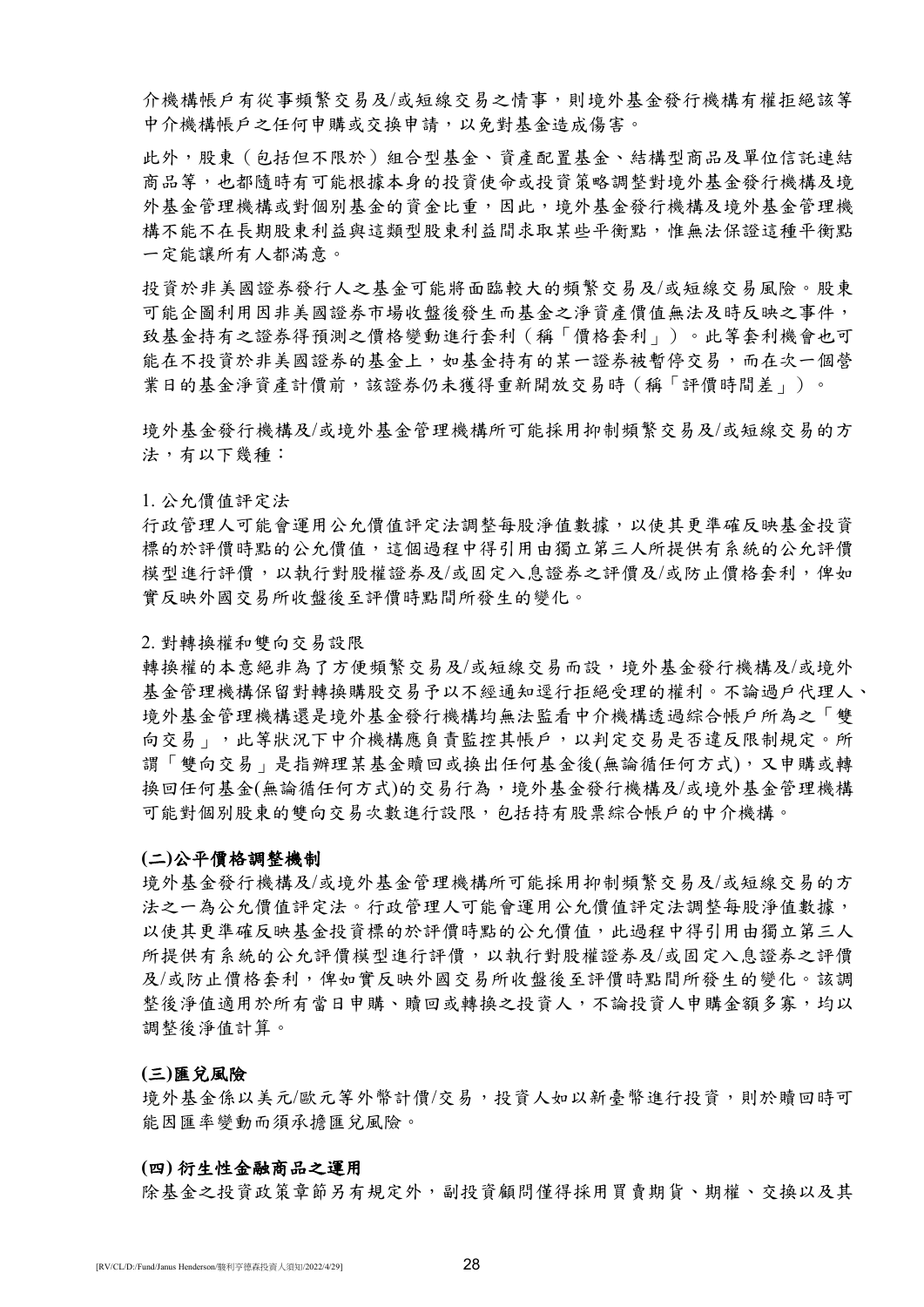介機構帳戶有從事頻繁交易及/或短線交易之情事，則境外基金發行機構有權拒絕該等中介機構帳戶之任何申購或交換申請，以免對基金造成傷害。

此外，股東（包括但不限於）組合型基金、資產配置基金、結構型商品及單位信託連結商品等，也都隨時有可能根據本身的投資使命或投資策略調整對境外基金發行機構及境外基金管理機構或對個別基金的資金比重，因此，境外基金發行機構及境外基金管理機構不能不在長期股東利益與這類型股東利益間求取某些平衡點，惟無法保證這種平衡點一定能讓所有人都滿意。

投資於非美國證券發行人之基金可能將面臨較大的頻繁交易及/或短線交易風險。股東可能企圖利用因非美國證券市場收盤後發生而基金之淨資產價值無法及時反映之事件，致基金持有之證券得預測之價格變動進行套利（稱「價格套利」）。此等套利機會也可能在不投資於非美國證券的基金上，如基金持有的某一證券被暫停交易，而在次一個營業日的基金淨資產計價前，該證券仍未獲得重新開放交易時（稱「評價時間差」）。

境外基金發行機構及/或境外基金管理機構所可能採用抑制頻繁交易及/或短線交易的方法，有以下幾種：

1. 公允價值評定法

行政管理人可能會運用公允價值評定法調整每股淨值數據，以使其更準確反映基金投資標的於評價時點的公允價值，這個過程中得引用由獨立第三人所提供有系統的公允評價模型進行評價，以執行對股權證券及/或固定入息證券之評價及/或防止價格套利，俾如實反映外國交易所收盤後至評價時點間所發生的變化。

2. 對轉換權和雙向交易設限

轉換權的本意絕非為了方便頻繁交易及/或短線交易而設，境外基金發行機構及/或境外基金管理機構保留對轉換購股交易予以不經通知逕行拒絕受理的權利。不論過戶代理人、境外基金管理機構還是境外基金發行機構均無法監看中介機構透過綜合帳戶所為之「雙向交易」，此等狀況下中介機構應負責監控其帳戶，以判定交易是否違反限制規定。所謂「雙向交易」是指辦理某基金贖回或換出任何基金後(無論循任何方式)，又申購或轉換回任何基金(無論循任何方式)的交易行為，境外基金發行機構及/或境外基金管理機構可能對個別股東的雙向交易次數進行設限，包括持有股票綜合帳戶的中介機構。

**(二)公平價格調整機制**

境外基金發行機構及/或境外基金管理機構所可能採用抑制頻繁交易及/或短線交易的方法之一為公允價值評定法。行政管理人可能會運用公允價值評定法調整每股淨值數據，以使其更準確反映基金投資標的於評價時點的公允價值，此過程中得引用由獨立第三人所提供有系統的公允評價模型進行評價，以執行對股權證券及/或固定入息證券之評價及/或防止價格套利，俾如實反映外國交易所收盤後至評價時點間所發生的變化。該調整後淨值適用於所有當日申購、贖回或轉換之投資人，不論投資人申購金額多寡，均以調整後淨值計算。

**(三)匯兌風險**

境外基金係以美元/歐元等外幣計價/交易，投資人如以新臺幣進行投資，則於贖回時可能因匯率變動而須承擔匯兌風險。

**(四) 衍生性金融商品之運用**

除基金之投資政策章節另有規定外，副投資顧問僅得採用買賣期貨、期權、交換以及其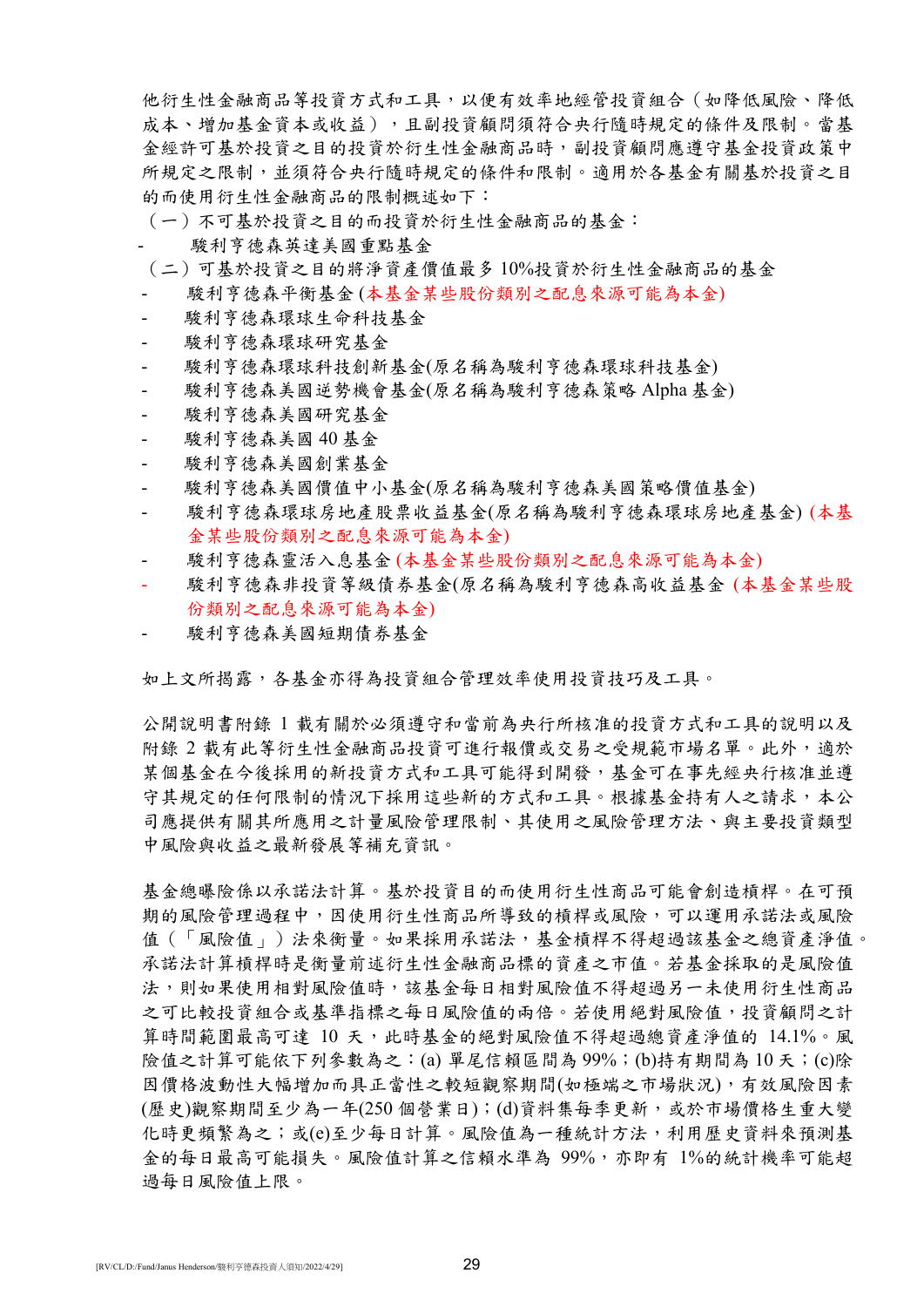他衍生性金融商品等投資方式和工具，以便有效率地經管投資組合（如降低風險、降低成本、增加基金資本或收益），且副投資顧問須符合央行隨時規定的條件及限制。當基金經許可基於投資之目的投資於衍生性金融商品時，副投資顧問應遵守基金投資政策中所規定之限制，並須符合央行隨時規定的條件和限制。適用於各基金有關基於投資之目的而使用衍生性金融商品的限制概述如下：

（一）不可基於投資之目的而投資於衍生性金融商品的基金：

- 駿利亨德森英達美國重點基金

（二）可基於投資之目的將淨資產價值最多 10%投資於衍生性金融商品的基金

- 駿利亨德森平衡基金 (本基金某些股份類別之配息來源可能為本金)
- 駿利亨德森環球生命科技基金
- 駿利亨德森環球研究基金
- 駿利亨德森環球科技創新基金(原名稱為駿利亨德森環球科技基金)
- 駿利亨德森美國逆勢機會基金(原名稱為駿利亨德森策略 Alpha 基金)
- 駿利亨德森美國研究基金
- 駿利亨德森美國 40 基金
- 駿利亨德森美國創業基金
- 駿利亨德森美國價值中小基金(原名稱為駿利亨德森美國策略價值基金)
- 駿利亨德森環球房地產股票收益基金(原名稱為駿利亨德森環球房地產基金) (本基金某些股份類別之配息來源可能為本金)
- 駿利亨德森靈活入息基金 (本基金某些股份類別之配息來源可能為本金)
- 駿利亨德森非投資等級債券基金(原名稱為駿利亨德森高收益基金 (本基金某些股份類別之配息來源可能為本金)
- 駿利亨德森美國短期債券基金

如上文所揭露，各基金亦得為投資組合管理效率使用投資技巧及工具。

公開說明書附錄 1 載有關於必須遵守和當前為央行所核准的投資方式和工具的說明以及附錄 2 載有此等衍生性金融商品投資可進行報價或交易之受規範市場名單。此外，適於某個基金在今後採用的新投資方式和工具可能得到開發，基金可在事先經央行核准並遵守其規定的任何限制的情況下採用這些新的方式和工具。根據基金持有人之請求，本公司應提供有關其所應用之計量風險管理限制、其使用之風險管理方法、與主要投資類型中風險與收益之最新發展等補充資訊。

基金總曝險係以承諾法計算。基於投資目的而使用衍生性商品可能會創造槓桿。在可預期的風險管理過程中，因使用衍生性商品所導致的槓桿或風險，可以運用承諾法或風險值（「風險值」）法來衡量。如果採用承諾法，基金槓桿不得超過該基金之總資產淨值。承諾法計算槓桿時是衡量前述衍生性金融商品標的資產之市值。若基金採取的是風險值法，則如果使用相對風險值時，該基金每日相對風險值不得超過另一未使用衍生性商品之可比較投資組合或基準指標之每日風險值的兩倍。若使用絕對風險值，投資顧問之計算時間範圍最高可達 10 天，此時基金的絕對風險值不得超過總資產淨值的 14.1%。風險值之計算可能依下列參數為之：(a) 單尾信賴區間為 99%；(b)持有期間為 10 天；(c)除因價格波動性大幅增加而具正當性之較短觀察期間(如極端之市場狀況)，有效風險因素(歷史)觀察期間至少為一年(250 個營業日)；(d)資料集每季更新，或於市場價格生重大變化時更頻繁為之；或(e)至少每日計算。風險值為一種統計方法，利用歷史資料來預測基金的每日最高可能損失。風險值計算之信賴水準為 99%，亦即有 1%的統計機率可能超過每日風險值上限。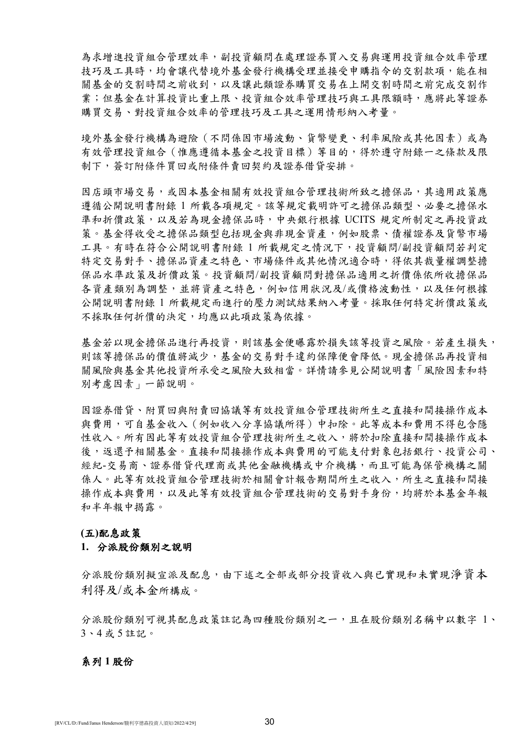為求增進投資組合管理效率，副投資顧問在處理證券買入交易與運用投資組合效率管理技巧及工具時，均會讓代替境外基金發行機構受理並接受申購指令的交割款項，能在相關基金的交割時間之前收到，以及讓此類證券購買交易在上開交割時間之前完成交割作業；但基金在計算投資比重上限、投資組合效率管理技巧與工具限額時，應將此等證券購買交易、對投資組合效率的管理技巧及工具之運用情形納入考量。

境外基金發行機構為避險（不問係因市場波動、貨幣變更、利率風險或其他因素）或為有效管理投資組合（惟應遵循本基金之投資目標）等目的，得於遵守附錄一之條款及限制下，簽訂附條件買回或附條件賣回契約及證券借貸安排。

因店頭市場交易，或因本基金相關有效投資組合管理技術所致之擔保品，其適用政策應遵循公開說明書附錄 1 所載各項規定。該等規定載明許可之擔保品類型、必要之擔保水準和折價政策，以及若為現金擔保品時，中央銀行根據 UCITS 規定所制定之再投資政策。基金得收受之擔保品類型包括現金與非現金資產，例如股票、債權證券及貨幣市場工具。有時在符合公開說明書附錄 1 所載規定之情況下，投資顧問/副投資顧問若判定特定交易對手、擔保品資產之特色、市場條件或其他情況適合時，得依其裁量權調整擔保品水準政策及折價政策。投資顧問/副投資顧問對擔保品適用之折價係依所收擔保品各資產類別為調整，並將資產之特色，例如信用狀況及/或價格波動性，以及任何根據公開說明書附錄 1 所載規定而進行的壓力測試結果納入考量。採取任何特定折價政策或不採取任何折價的決定，均應以此項政策為依據。

基金若以現金擔保品進行再投資，則該基金便曝露於損失該等投資之風險。若產生損失，則該等擔保品的價值將減少，基金的交易對手違約保障便會降低。現金擔保品再投資相關風險與基金其他投資所承受之風險大致相當。詳情請參見公開說明書「風險因素和特別考慮因素」一節說明。

因證券借貸、附買回與附賣回協議等有效投資組合管理技術所生之直接和間接操作成本與費用，可自基金收入（例如收入分享協議所得）中扣除。此等成本和費用不得包含隱性收入。所有因此等有效投資組合管理技術所生之收入，將於扣除直接和間接操作成本後，返還予相關基金。直接和間接操作成本與費用的可能支付對象包括銀行、投資公司、經紀-交易商、證券借貸代理商或其他金融機構或中介機構，而且可能為保管機構之關係人。此等有效投資組合管理技術於相關會計報告期間所生之收入，所生之直接和間接操作成本與費用，以及此等有效投資組合管理技術的交易對手身份，均將於本基金年報和半年報中揭露。

**(五)配息政策**

**1. 分派股份類別之說明**

分派股份類別擬宣派及配息，由下述之全部或部分投資收入與已實現和未實現淨資本利得及/或本金所構成。

分派股份類別可視其配息政策註記為四種股份類別之一，且在股份類別名稱中以數字 1、3、4 或 5 註記。

**系列 1 股份**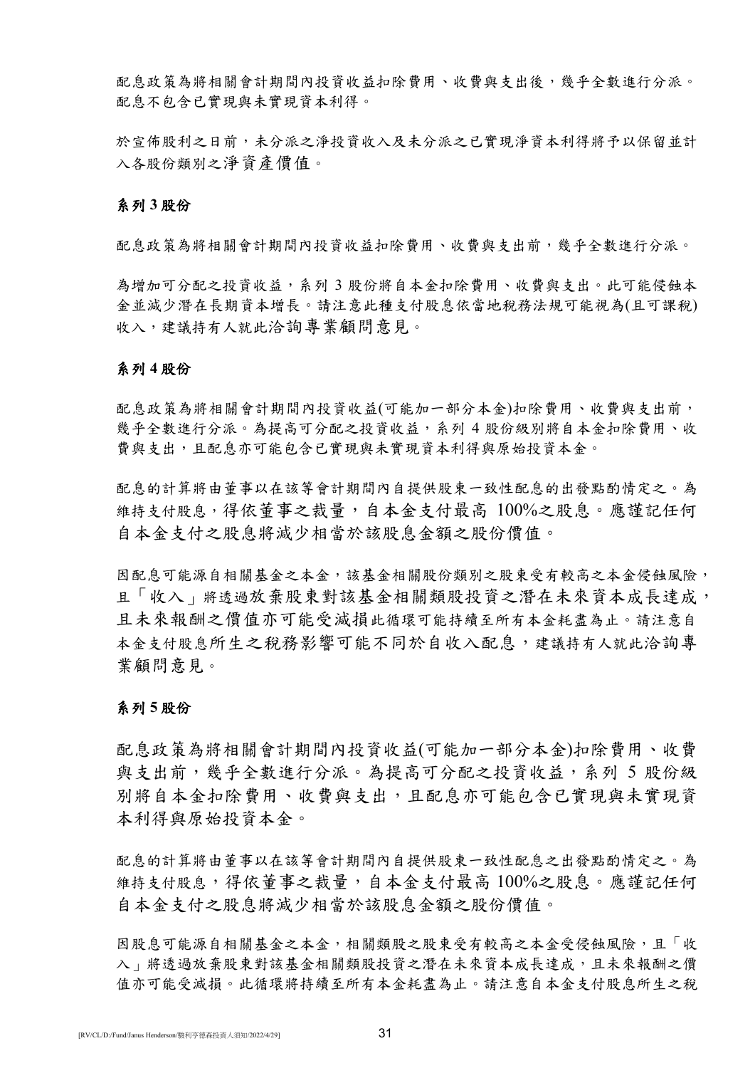配息政策為將相關會計期間內投資收益扣除費用、收費與支出後，幾乎全數進行分派。配息不包含已實現與未實現資本利得。

於宣佈股利之日前，未分派之淨投資收入及未分派之已實現淨資本利得將予以保留並計入各股份類別之淨資產價值。

### 系列 3 股份

配息政策為將相關會計期間內投資收益扣除費用、收費與支出前，幾乎全數進行分派。

為增加可分配之投資收益，系列 3 股份將自本金扣除費用、收費與支出。此可能侵蝕本金並減少潛在長期資本增長。請注意此種支付股息依當地稅務法規可能視為(且可課稅)收入，建議持有人就此洽詢專業顧問意見。

### 系列 4 股份

配息政策為將相關會計期間內投資收益(可能加一部分本金)扣除費用、收費與支出前，幾乎全數進行分派。為提高可分配之投資收益，系列 4 股份級別將自本金扣除費用、收費與支出，且配息亦可能包含已實現與未實現資本利得與原始投資本金。

配息的計算將由董事以在該等會計期間內自提供股東一致性配息的出發點酌情定之。為維持支付股息，得依董事之裁量，自本金支付最高 100%之股息。應謹記任何自本金支付之股息將減少相當於該股息金額之股份價值。

因配息可能源自相關基金之本金，該基金相關股份類別之股東受有較高之本金侵蝕風險，且「收入」將透過放棄股東對該基金相關類股投資之潛在未來資本成長達成，且未來報酬之價值亦可能受減損此循環可能持續至所有本金耗盡為止。請注意自本金支付股息所生之稅務影響可能不同於自收入配息，建議持有人就此洽詢專業顧問意見。

### 系列 5 股份

配息政策為將相關會計期間內投資收益(可能加一部分本金)扣除費用、收費與支出前，幾乎全數進行分派。為提高可分配之投資收益，系列 5 股份級別將自本金扣除費用、收費與支出，且配息亦可能包含已實現與未實現資本利得與原始投資本金。

配息的計算將由董事以在該等會計期間內自提供股東一致性配息之出發點酌情定之。為維持支付股息，得依董事之裁量，自本金支付最高 100%之股息。應謹記任何自本金支付之股息將減少相當於該股息金額之股份價值。

因股息可能源自相關基金之本金，相關類股之股東受有較高之本金受侵蝕風險，且「收入」將透過放棄股東對該基金相關類股投資之潛在未來資本成長達成，且未來報酬之價值亦可能受減損。此循環將持續至所有本金耗盡為止。請注意自本金支付股息所生之稅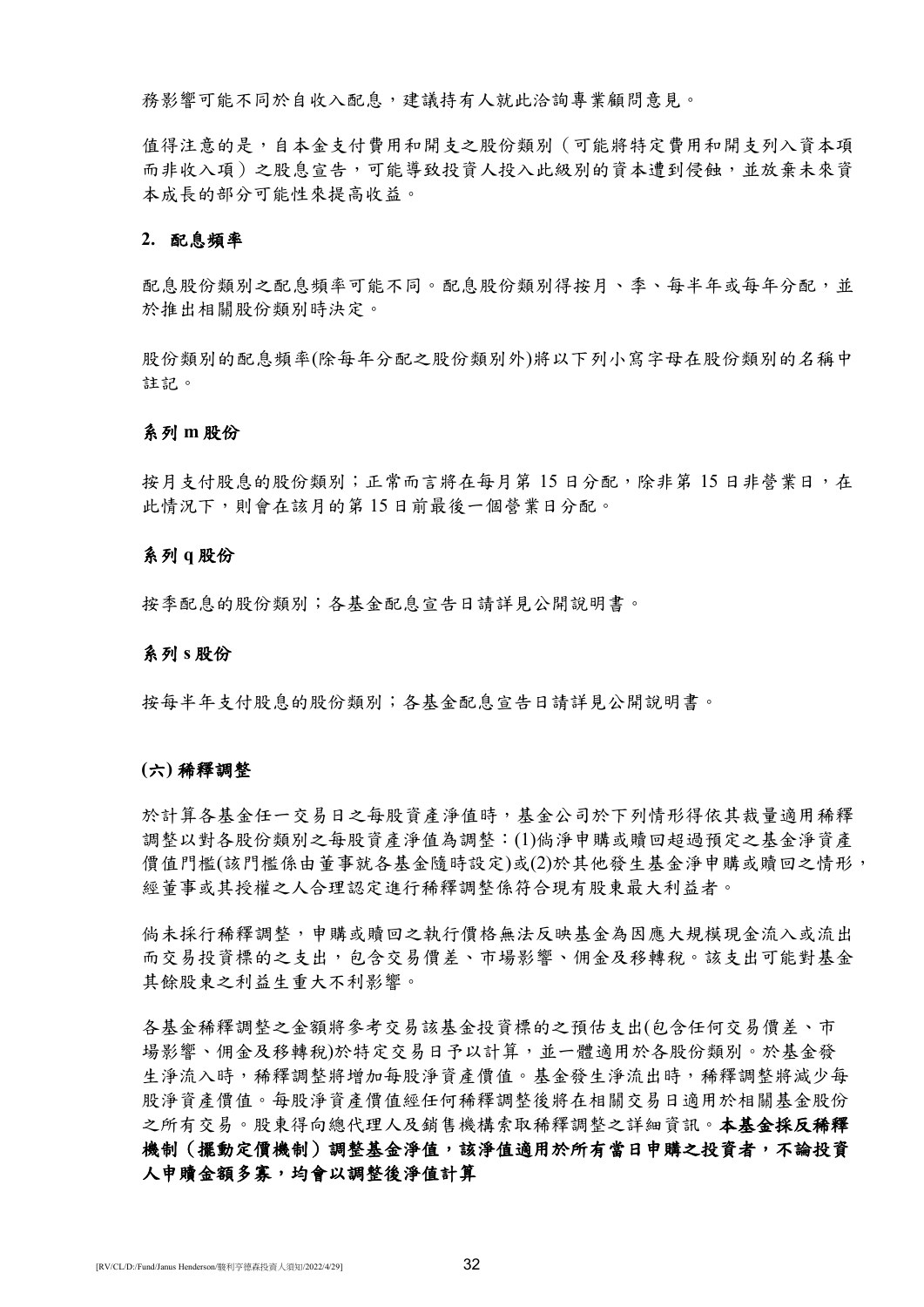務影響可能不同於自收入配息，建議持有人就此洽詢專業顧問意見。

值得注意的是，自本金支付費用和開支之股份類別（可能將特定費用和開支列入資本項而非收入項）之股息宣告，可能導致投資人投入此級別的資本遭到侵蝕，並放棄未來資本成長的部分可能性來提高收益。

**2. 配息頻率**

配息股份類別之配息頻率可能不同。配息股份類別得按月、季、每半年或每年分配，並於推出相關股份類別時決定。

股份類別的配息頻率(除每年分配之股份類別外)將以下列小寫字母在股份類別的名稱中註記。

**系列 m 股份**

按月支付股息的股份類別；正常而言將在每月第 15 日分配，除非第 15 日非營業日，在此情況下，則會在該月的第 15 日前最後一個營業日分配。

**系列 q 股份**

按季配息的股份類別；各基金配息宣告日請詳見公開說明書。

**系列 s 股份**

按每半年支付股息的股份類別；各基金配息宣告日請詳見公開說明書。

**(六) 稀釋調整**

於計算各基金任一交易日之每股資產淨值時，基金公司於下列情形得依其裁量適用稀釋調整以對各股份類別之每股資產淨值為調整：(1)倘淨申購或贖回超過預定之基金淨資產價值門檻(該門檻係由董事就各基金隨時設定)或(2)於其他發生基金淨申購或贖回之情形，經董事或其授權之人合理認定進行稀釋調整係符合現有股東最大利益者。

倘未採行稀釋調整，申購或贖回之執行價格無法反映基金為因應大規模現金流入或流出而交易投資標的之支出，包含交易價差、市場影響、佣金及移轉稅。該支出可能對基金其餘股東之利益生重大不利影響。

各基金稀釋調整之金額將參考交易該基金投資標的之預估支出(包含任何交易價差、市場影響、佣金及移轉稅)於特定交易日予以計算，並一體適用於各股份類別。於基金發生淨流入時，稀釋調整將增加每股淨資產價值。基金發生淨流出時，稀釋調整將減少每股淨資產價值。每股淨資產價值經任何稀釋調整後將在相關交易日適用於相關基金股份之所有交易。股東得向總代理人及銷售機構索取稀釋調整之詳細資訊。**本基金採反稀釋機制（擺動定價機制）調整基金淨值，該淨值適用於所有當日申購之投資者，不論投資人申贖金額多寡，均會以調整後淨值計算**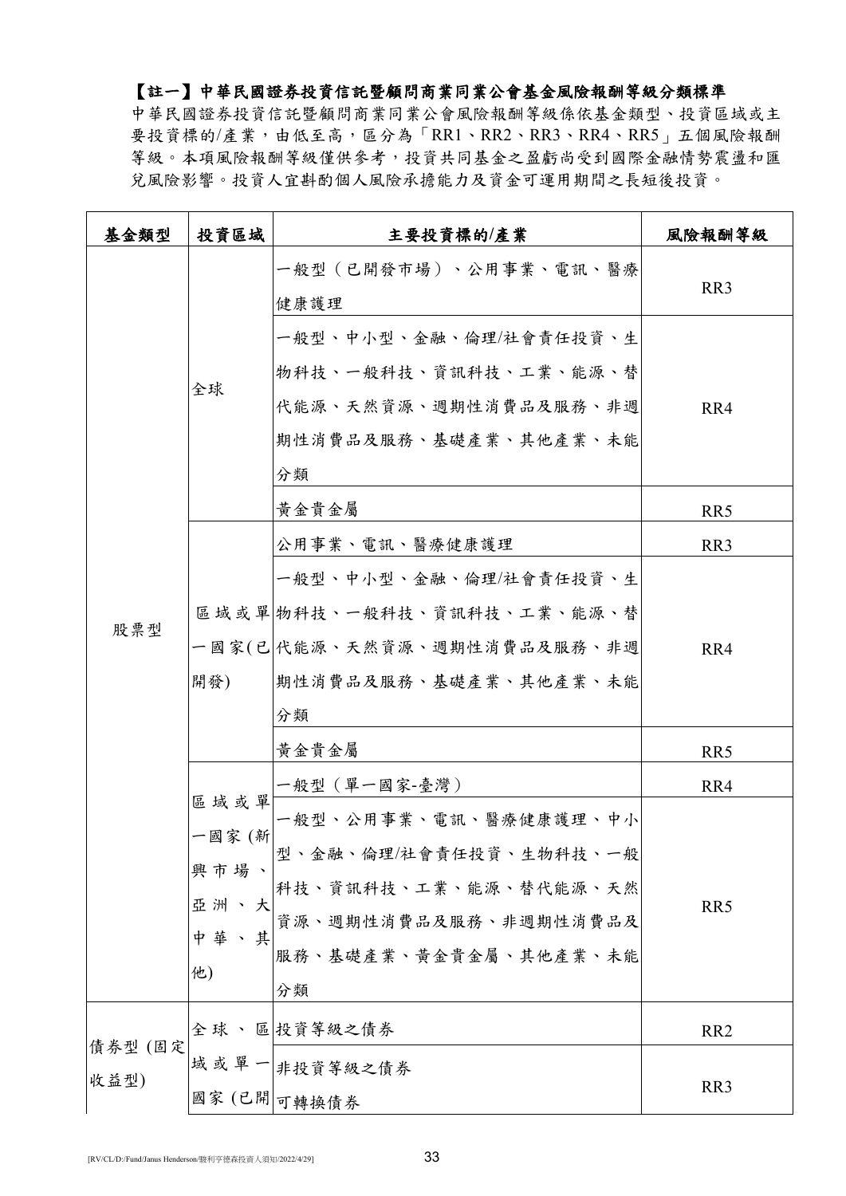**【註一】中華民國證券投資信託暨顧問商業同業公會基金風險報酬等級分類標準**

中華民國證券投資信託暨顧問商業同業公會風險報酬等級係依基金類型、投資區域或主要投資標的/產業，由低至高，區分為「RR1、RR2、RR3、RR4、RR5」五個風險報酬等級。本項風險報酬等級僅供參考，投資共同基金之盈虧尚受到國際金融情勢震盪和匯兌風險影響。投資人宜斟酌個人風險承擔能力及資金可運用期間之長短後投資。

| 基金類型 | 投資區域 | 主要投資標的/產業 | 風險報酬等級 |
|---|---|---|---|
| 股票型 | 全球 | 一般型（已開發市場）、公用事業、電訊、醫療健康護理 | RR3 |
| | | 一般型、中小型、金融、倫理/社會責任投資、生物科技、一般科技、資訊科技、工業、能源、替代能源、天然資源、週期性消費品及服務、非週期性消費品及服務、基礎產業、其他產業、未能分類 | RR4 |
| | | 黃金貴金屬 | RR5 |
| | 區域或單一國家(已開發) | 公用事業、電訊、醫療健康護理 | RR3 |
| | | 一般型、中小型、金融、倫理/社會責任投資、生物科技、一般科技、資訊科技、工業、能源、替代能源、天然資源、週期性消費品及服務、非週期性消費品及服務、基礎產業、其他產業、未能分類 | RR4 |
| | | 黃金貴金屬 | RR5 |
| | 區域或單一國家(新興市場、亞洲、大中華、其他) | 一般型（單一國家-臺灣） | RR4 |
| | | 一般型、公用事業、電訊、醫療健康護理、中小型、金融、倫理/社會責任投資、生物科技、一般科技、資訊科技、工業、能源、替代能源、天然資源、週期性消費品及服務、非週期性消費品及服務、基礎產業、黃金貴金屬、其他產業、未能分類 | RR5 |
| 債券型(固定收益型) | 全球、區域或單一國家(已開 | 投資等級之債券 | RR2 |
| | | 非投資等級之債券<br>可轉換債券 | RR3 |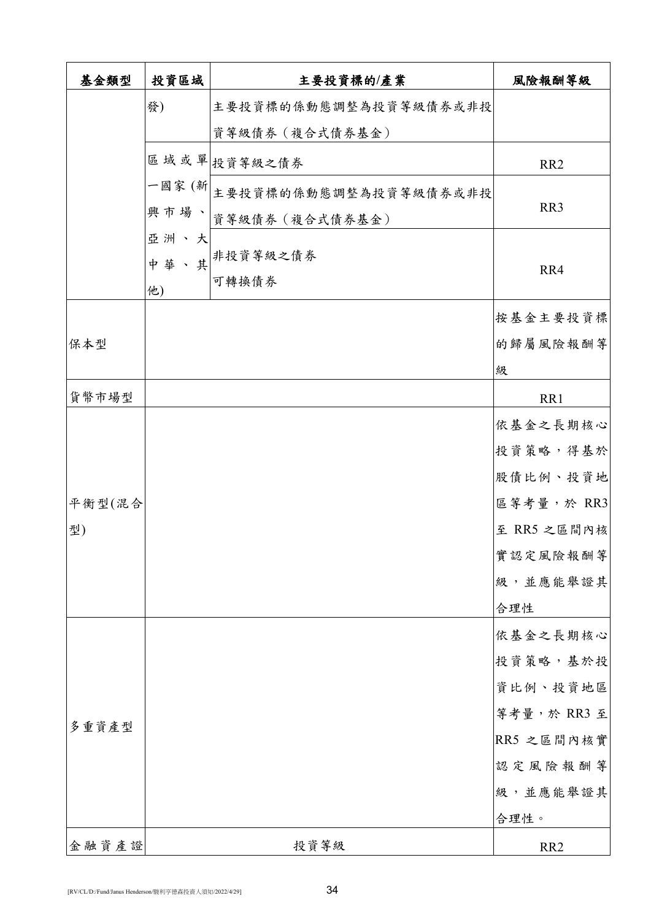| 基金類型 | 投資區域 | 主要投資標的/產業 | 風險報酬等級 |
| --- | --- | --- | --- |
| | 發) | 主要投資標的係動態調整為投資等級債券或非投資等級債券（複合式債券基金） | |
| | 區域或單一國家(新興市場、亞洲、大中華、其他) | 投資等級之債券 | RR2 |
| | | 主要投資標的係動態調整為投資等級債券或非投資等級債券（複合式債券基金） | RR3 |
| | | 非投資等級之債券<br>可轉換債券 | RR4 |
| 保本型 | | | 按基金主要投資標的歸屬風險報酬等級 |
| 貨幣市場型 | | | RR1 |
| 平衡型(混合型) | | | 依基金之長期核心投資策略，得基於股債比例、投資地區等考量，於 RR3 至 RR5 之區間內核實認定風險報酬等級，並應能舉證其合理性 |
| 多重資產型 | | | 依基金之長期核心投資策略，基於投資比例、投資地區等考量，於 RR3 至 RR5 之區間內核實認定風險報酬等級，並應能舉證其合理性。 |
| 金融資產證 | 投資等級 | | RR2 |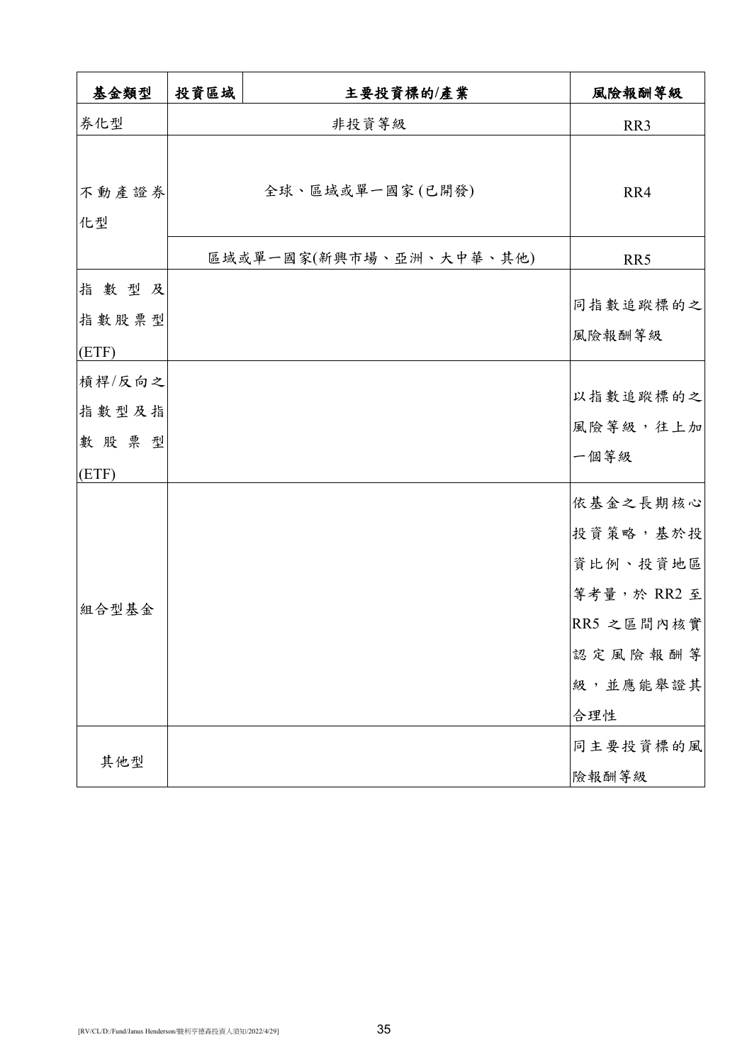| 基金類型 | 投資區域 | 主要投資標的/產業 | 風險報酬等級 |
|---|---|---|---|
| 券化型 | 非投資等級 | | RR3 |
| 不動產證券化型 | 全球、區域或單一國家(已開發) | | RR4 |
| | 區域或單一國家(新興市場、亞洲、大中華、其他) | | RR5 |
| 指數型及指數股票型(ETF) | | | 同指數追蹤標的之風險報酬等級 |
| 槓桿/反向之指數型及指數股票型(ETF) | | | 以指數追蹤標的之風險等級，往上加一個等級 |
| 組合型基金 | | | 依基金之長期核心投資策略，基於投資比例、投資地區等考量，於 RR2 至 RR5 之區間內核實認定風險報酬等級，並應能舉證其合理性 |
| 其他型 | | | 同主要投資標的風險報酬等級 |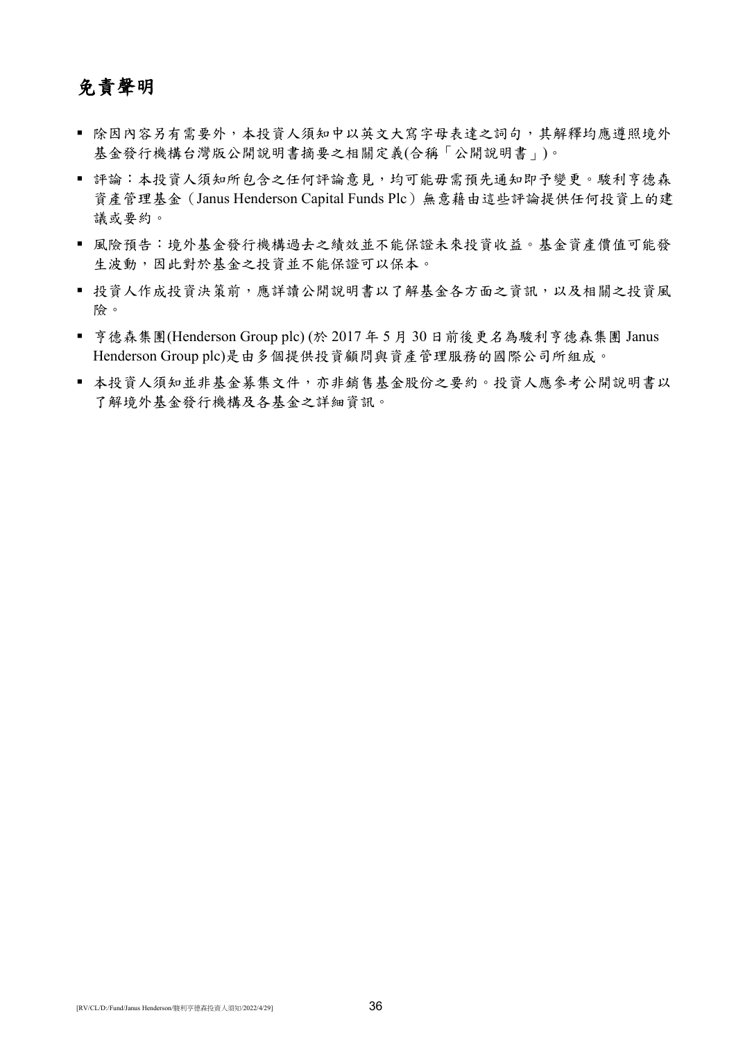# 免責聲明

- 除因內容另有需要外，本投資人須知中以英文大寫字母表達之詞句，其解釋均應遵照境外基金發行機構台灣版公開說明書摘要之相關定義(合稱「公開說明書」)。
- 評論：本投資人須知所包含之任何評論意見，均可能毋需預先通知即予變更。駿利亨德森資產管理基金（Janus Henderson Capital Funds Plc）無意藉由這些評論提供任何投資上的建議或要約。
- 風險預告：境外基金發行機構過去之績效並不能保證未來投資收益。基金資產價值可能發生波動，因此對於基金之投資並不能保證可以保本。
- 投資人作成投資決策前，應詳讀公開說明書以了解基金各方面之資訊，以及相關之投資風險。
- 亨德森集團(Henderson Group plc) (於 2017 年 5 月 30 日前後更名為駿利亨德森集團 Janus Henderson Group plc)是由多個提供投資顧問與資產管理服務的國際公司所組成。
- 本投資人須知並非基金募集文件，亦非銷售基金股份之要約。投資人應參考公開說明書以了解境外基金發行機構及各基金之詳細資訊。